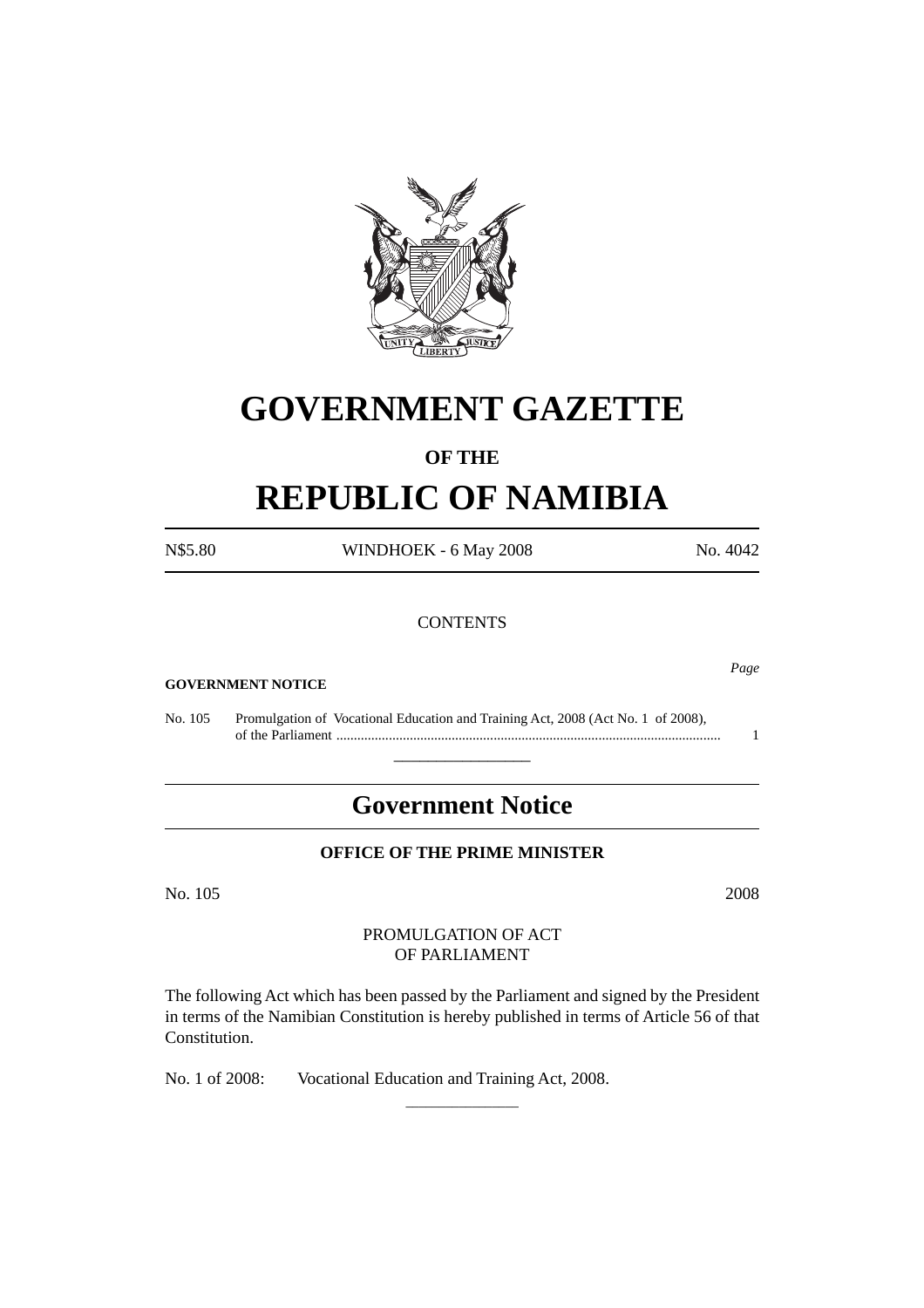# GOVERNMENT GAZETTE

**OF THE**

# REPUBLIC OF NAMIBIA

| N$5.80 | WINDHOEK - 6 May 2008 | No. 4042 |
|---|---|---|

CONTENTS

*Page*

**GOVERNMENT NOTICE**

| | | |
|---|---|---|
| No. 105 | Promulgation of Vocational Education and Training Act, 2008 (Act No. 1 of 2008), of the Parliament ............................................................................................................ | 1 |

## Government Notice

**OFFICE OF THE PRIME MINISTER**

No. 105 2008

PROMULGATION OF ACT
OF PARLIAMENT

The following Act which has been passed by the Parliament and signed by the President in terms of the Namibian Constitution is hereby published in terms of Article 56 of that Constitution.

No. 1 of 2008: Vocational Education and Training Act, 2008.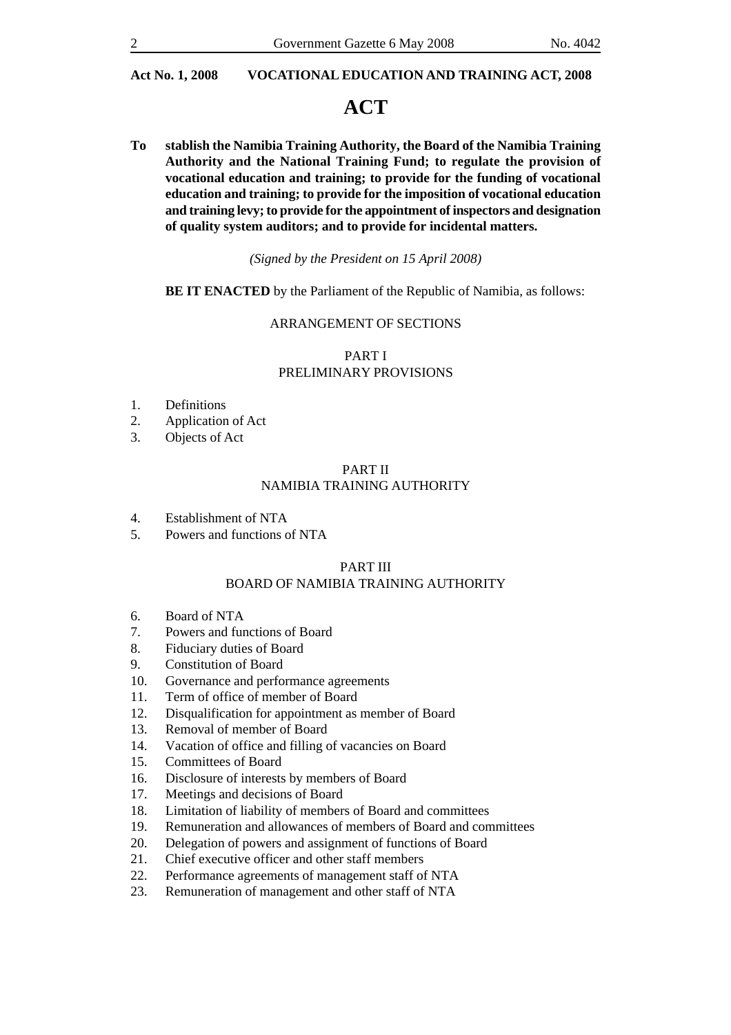**Act No. 1, 2008 VOCATIONAL EDUCATION AND TRAINING ACT, 2008**

# ACT

**To stablish the Namibia Training Authority, the Board of the Namibia Training Authority and the National Training Fund; to regulate the provision of vocational education and training; to provide for the funding of vocational education and training; to provide for the imposition of vocational education and training levy; to provide for the appointment of inspectors and designation of quality system auditors; and to provide for incidental matters.**

*(Signed by the President on 15 April 2008)*

**BE IT ENACTED** by the Parliament of the Republic of Namibia, as follows:

ARRANGEMENT OF SECTIONS

PART I
PRELIMINARY PROVISIONS

1. Definitions
2. Application of Act
3. Objects of Act

PART II
NAMIBIA TRAINING AUTHORITY

4. Establishment of NTA
5. Powers and functions of NTA

PART III
BOARD OF NAMIBIA TRAINING AUTHORITY

6. Board of NTA
7. Powers and functions of Board
8. Fiduciary duties of Board
9. Constitution of Board
10. Governance and performance agreements
11. Term of office of member of Board
12. Disqualification for appointment as member of Board
13. Removal of member of Board
14. Vacation of office and filling of vacancies on Board
15. Committees of Board
16. Disclosure of interests by members of Board
17. Meetings and decisions of Board
18. Limitation of liability of members of Board and committees
19. Remuneration and allowances of members of Board and committees
20. Delegation of powers and assignment of functions of Board
21. Chief executive officer and other staff members
22. Performance agreements of management staff of NTA
23. Remuneration of management and other staff of NTA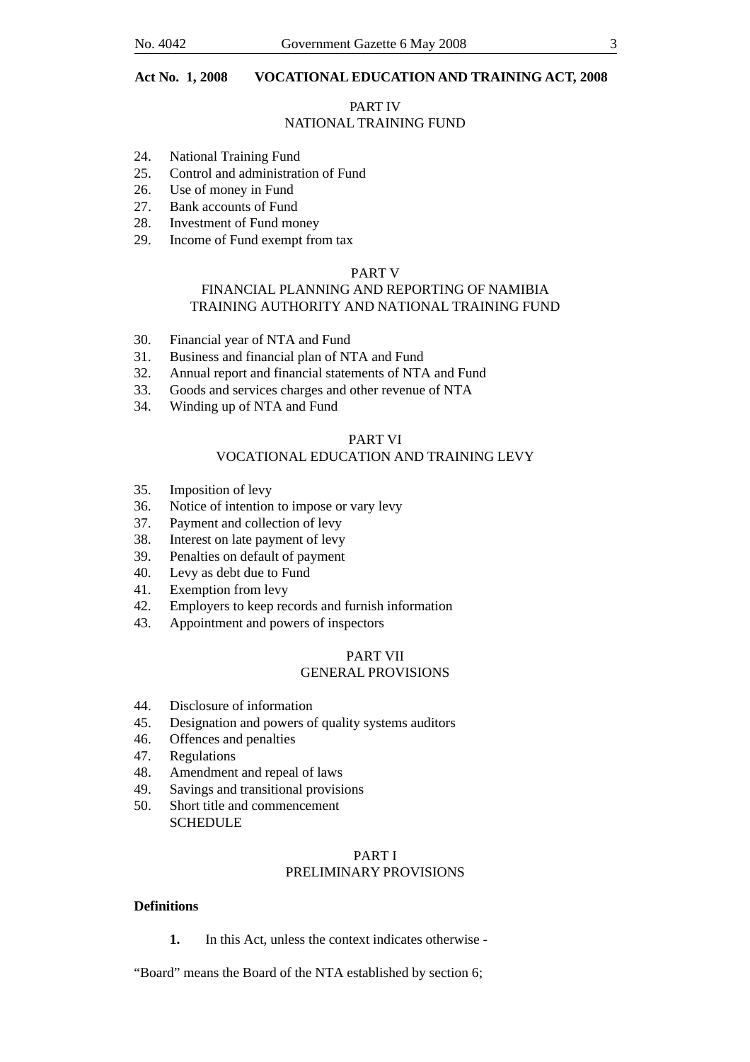**Act No. 1, 2008 VOCATIONAL EDUCATION AND TRAINING ACT, 2008**

PART IV
NATIONAL TRAINING FUND

24. National Training Fund
25. Control and administration of Fund
26. Use of money in Fund
27. Bank accounts of Fund
28. Investment of Fund money
29. Income of Fund exempt from tax

PART V
FINANCIAL PLANNING AND REPORTING OF NAMIBIA TRAINING AUTHORITY AND NATIONAL TRAINING FUND

30. Financial year of NTA and Fund
31. Business and financial plan of NTA and Fund
32. Annual report and financial statements of NTA and Fund
33. Goods and services charges and other revenue of NTA
34. Winding up of NTA and Fund

PART VI
VOCATIONAL EDUCATION AND TRAINING LEVY

35. Imposition of levy
36. Notice of intention to impose or vary levy
37. Payment and collection of levy
38. Interest on late payment of levy
39. Penalties on default of payment
40. Levy as debt due to Fund
41. Exemption from levy
42. Employers to keep records and furnish information
43. Appointment and powers of inspectors

PART VII
GENERAL PROVISIONS

44. Disclosure of information
45. Designation and powers of quality systems auditors
46. Offences and penalties
47. Regulations
48. Amendment and repeal of laws
49. Savings and transitional provisions
50. Short title and commencement
    SCHEDULE

PART I
PRELIMINARY PROVISIONS

**Definitions**

**1.** In this Act, unless the context indicates otherwise -

"Board" means the Board of the NTA established by section 6;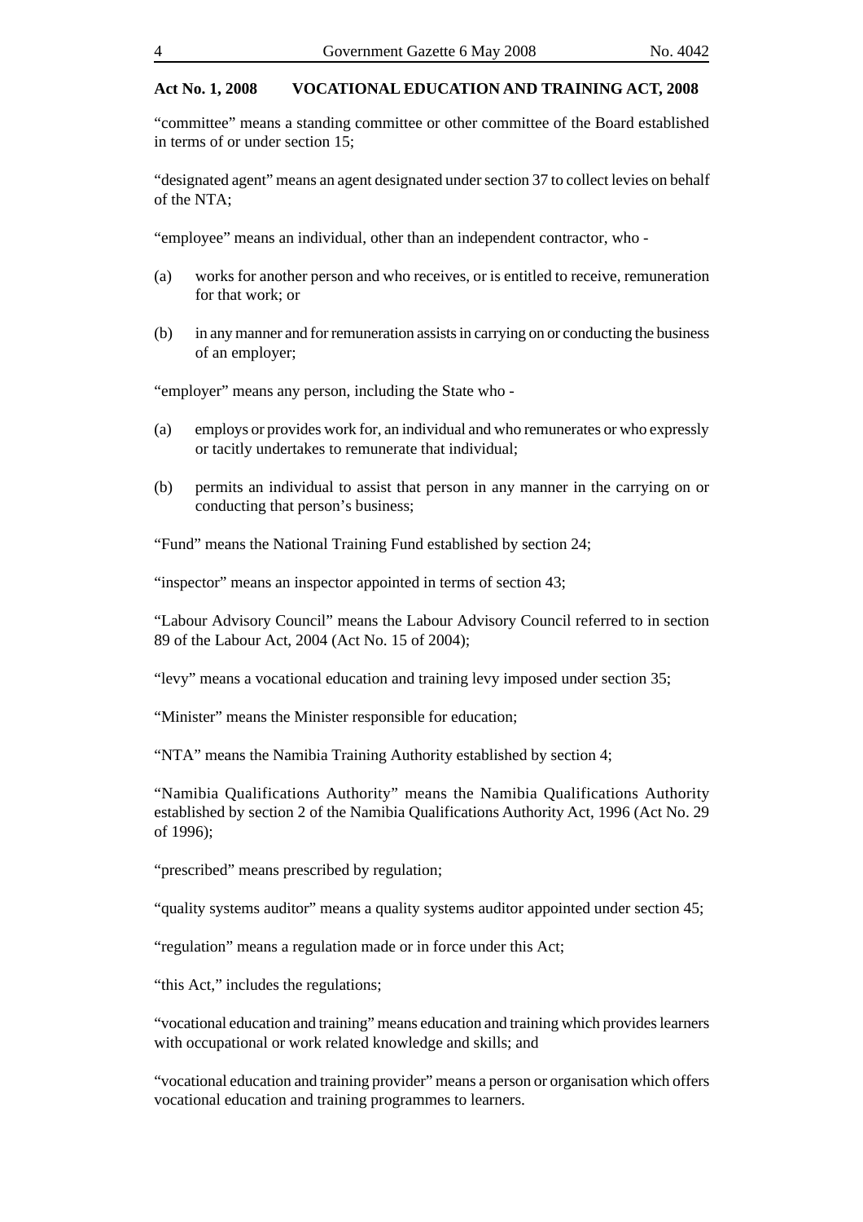"committee" means a standing committee or other committee of the Board established in terms of or under section 15;

"designated agent" means an agent designated under section 37 to collect levies on behalf of the NTA;

"employee" means an individual, other than an independent contractor, who -

(a) works for another person and who receives, or is entitled to receive, remuneration for that work; or

(b) in any manner and for remuneration assists in carrying on or conducting the business of an employer;

"employer" means any person, including the State who -

(a) employs or provides work for, an individual and who remunerates or who expressly or tacitly undertakes to remunerate that individual;

(b) permits an individual to assist that person in any manner in the carrying on or conducting that person's business;

"Fund" means the National Training Fund established by section 24;

"inspector" means an inspector appointed in terms of section 43;

"Labour Advisory Council" means the Labour Advisory Council referred to in section 89 of the Labour Act, 2004 (Act No. 15 of 2004);

"levy" means a vocational education and training levy imposed under section 35;

"Minister" means the Minister responsible for education;

"NTA" means the Namibia Training Authority established by section 4;

"Namibia Qualifications Authority" means the Namibia Qualifications Authority established by section 2 of the Namibia Qualifications Authority Act, 1996 (Act No. 29 of 1996);

"prescribed" means prescribed by regulation;

"quality systems auditor" means a quality systems auditor appointed under section 45;

"regulation" means a regulation made or in force under this Act;

"this Act," includes the regulations;

"vocational education and training" means education and training which provides learners with occupational or work related knowledge and skills; and

"vocational education and training provider" means a person or organisation which offers vocational education and training programmes to learners.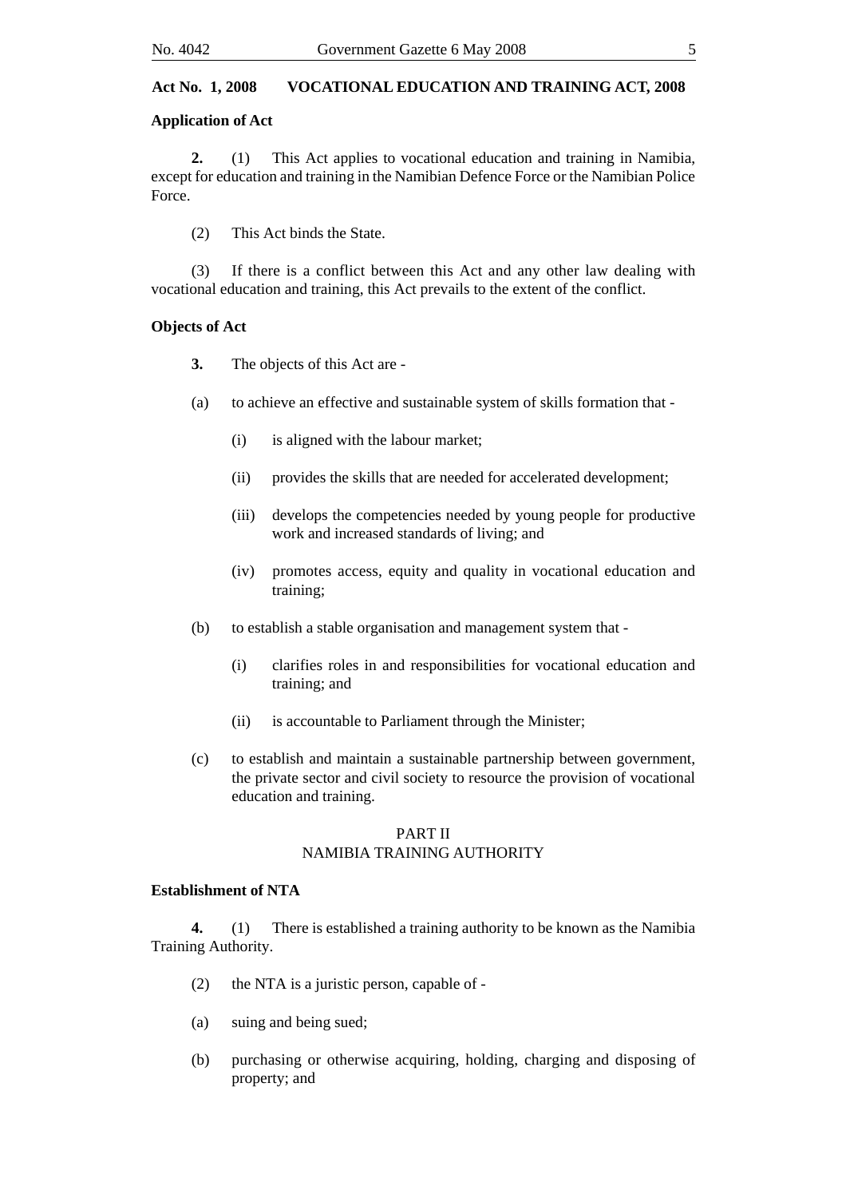**Act No. 1, 2008 VOCATIONAL EDUCATION AND TRAINING ACT, 2008**

**Application of Act**

**2.** (1) This Act applies to vocational education and training in Namibia, except for education and training in the Namibian Defence Force or the Namibian Police Force.

(2) This Act binds the State.

(3) If there is a conflict between this Act and any other law dealing with vocational education and training, this Act prevails to the extent of the conflict.

**Objects of Act**

**3.** The objects of this Act are -

(a) to achieve an effective and sustainable system of skills formation that -

(i) is aligned with the labour market;

(ii) provides the skills that are needed for accelerated development;

(iii) develops the competencies needed by young people for productive work and increased standards of living; and

(iv) promotes access, equity and quality in vocational education and training;

(b) to establish a stable organisation and management system that -

(i) clarifies roles in and responsibilities for vocational education and training; and

(ii) is accountable to Parliament through the Minister;

(c) to establish and maintain a sustainable partnership between government, the private sector and civil society to resource the provision of vocational education and training.

PART II
NAMIBIA TRAINING AUTHORITY

**Establishment of NTA**

**4.** (1) There is established a training authority to be known as the Namibia Training Authority.

(2) the NTA is a juristic person, capable of -

(a) suing and being sued;

(b) purchasing or otherwise acquiring, holding, charging and disposing of property; and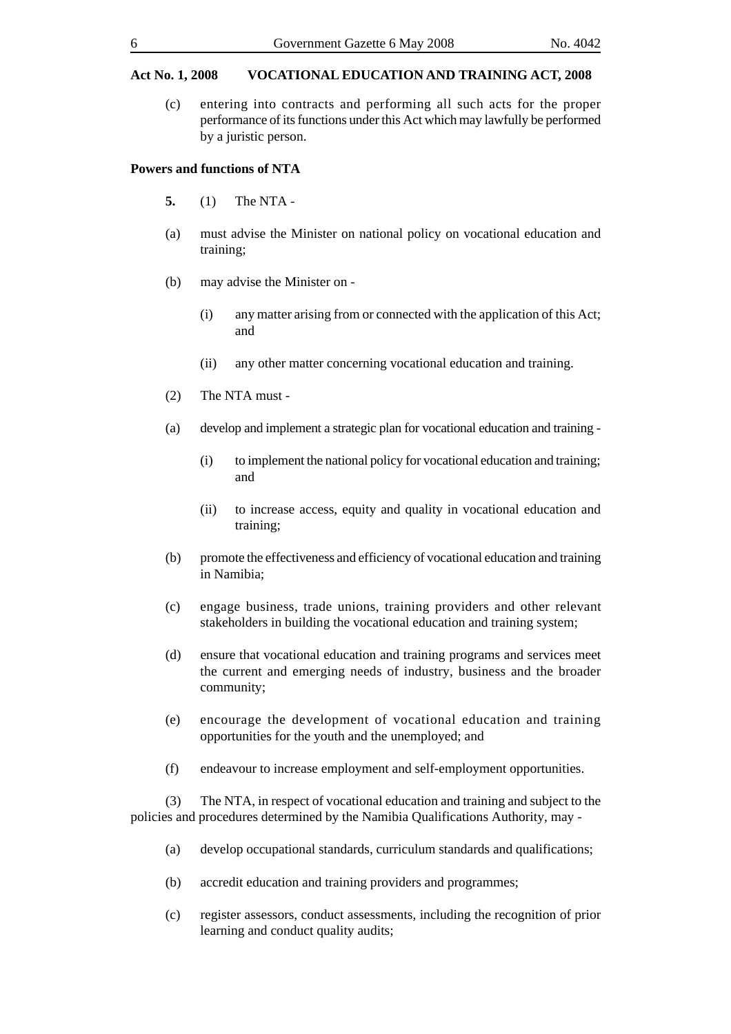(c) entering into contracts and performing all such acts for the proper performance of its functions under this Act which may lawfully be performed by a juristic person.

**Powers and functions of NTA**

**5.** (1) The NTA -

(a) must advise the Minister on national policy on vocational education and training;

(b) may advise the Minister on -

(i) any matter arising from or connected with the application of this Act; and

(ii) any other matter concerning vocational education and training.

(2) The NTA must -

(a) develop and implement a strategic plan for vocational education and training -

(i) to implement the national policy for vocational education and training; and

(ii) to increase access, equity and quality in vocational education and training;

(b) promote the effectiveness and efficiency of vocational education and training in Namibia;

(c) engage business, trade unions, training providers and other relevant stakeholders in building the vocational education and training system;

(d) ensure that vocational education and training programs and services meet the current and emerging needs of industry, business and the broader community;

(e) encourage the development of vocational education and training opportunities for the youth and the unemployed; and

(f) endeavour to increase employment and self-employment opportunities.

(3) The NTA, in respect of vocational education and training and subject to the policies and procedures determined by the Namibia Qualifications Authority, may -

(a) develop occupational standards, curriculum standards and qualifications;

(b) accredit education and training providers and programmes;

(c) register assessors, conduct assessments, including the recognition of prior learning and conduct quality audits;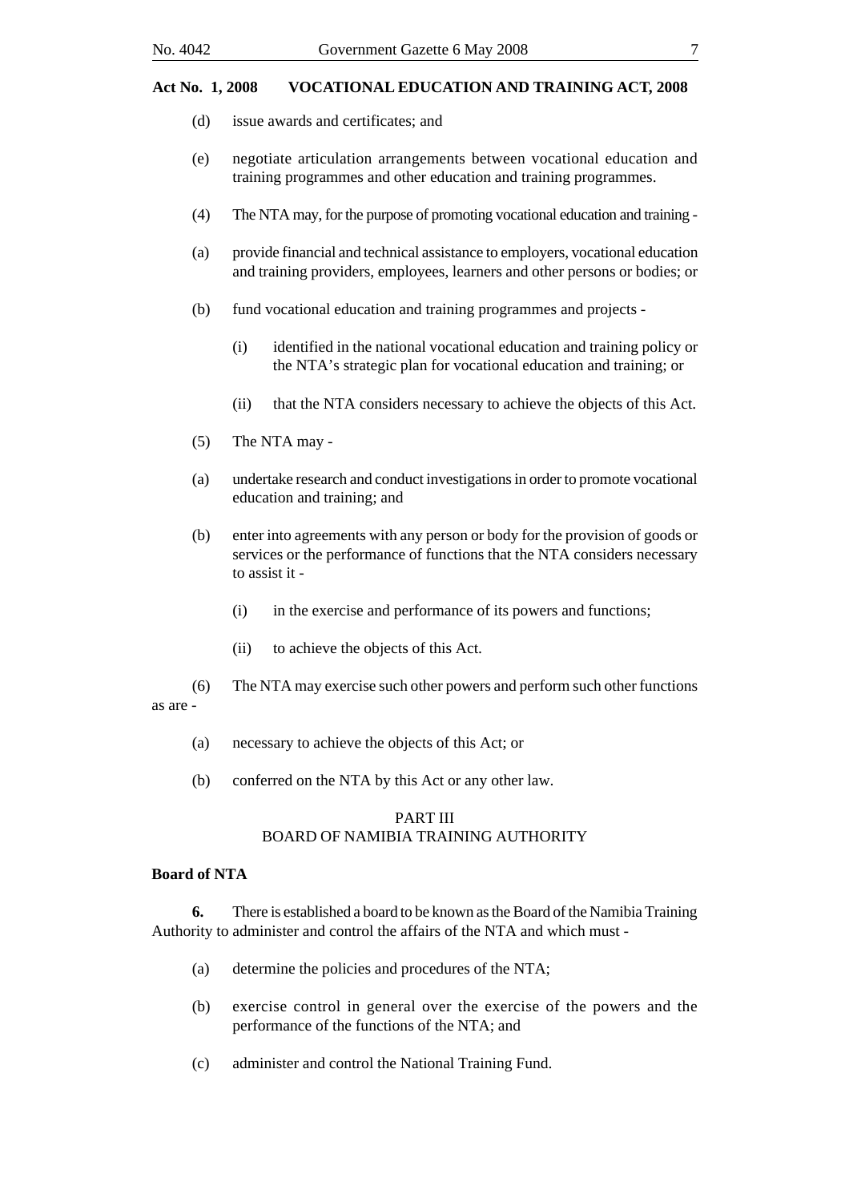(d) issue awards and certificates; and

(e) negotiate articulation arrangements between vocational education and training programmes and other education and training programmes.

(4) The NTA may, for the purpose of promoting vocational education and training -

(a) provide financial and technical assistance to employers, vocational education and training providers, employees, learners and other persons or bodies; or

(b) fund vocational education and training programmes and projects -

(i) identified in the national vocational education and training policy or the NTA's strategic plan for vocational education and training; or

(ii) that the NTA considers necessary to achieve the objects of this Act.

(5) The NTA may -

(a) undertake research and conduct investigations in order to promote vocational education and training; and

(b) enter into agreements with any person or body for the provision of goods or services or the performance of functions that the NTA considers necessary to assist it -

(i) in the exercise and performance of its powers and functions;

(ii) to achieve the objects of this Act.

(6) The NTA may exercise such other powers and perform such other functions as are -

(a) necessary to achieve the objects of this Act; or

(b) conferred on the NTA by this Act or any other law.

## PART III
## BOARD OF NAMIBIA TRAINING AUTHORITY

**Board of NTA**

**6.** There is established a board to be known as the Board of the Namibia Training Authority to administer and control the affairs of the NTA and which must -

(a) determine the policies and procedures of the NTA;

(b) exercise control in general over the exercise of the powers and the performance of the functions of the NTA; and

(c) administer and control the National Training Fund.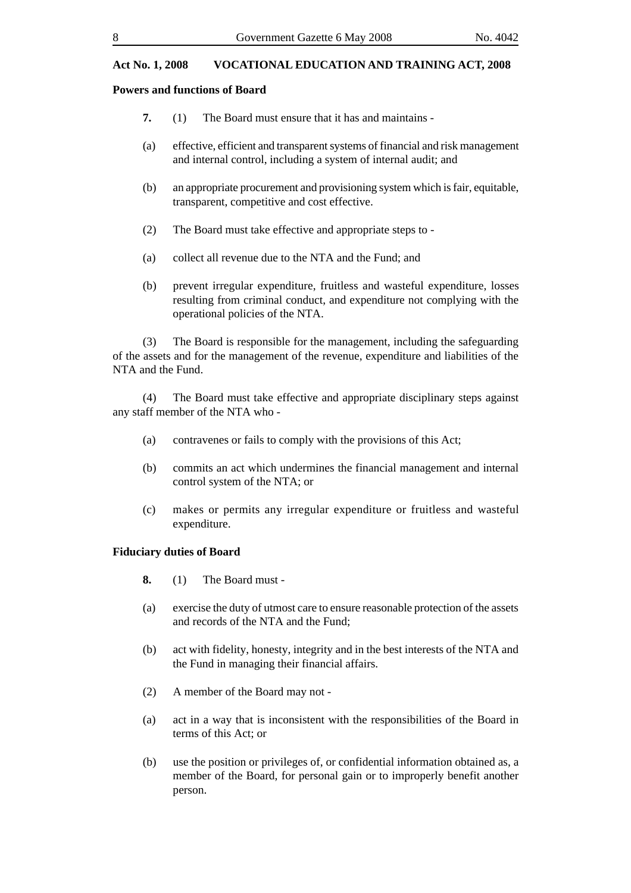**Powers and functions of Board**

**7.** (1) The Board must ensure that it has and maintains -

(a) effective, efficient and transparent systems of financial and risk management and internal control, including a system of internal audit; and

(b) an appropriate procurement and provisioning system which is fair, equitable, transparent, competitive and cost effective.

(2) The Board must take effective and appropriate steps to -

(a) collect all revenue due to the NTA and the Fund; and

(b) prevent irregular expenditure, fruitless and wasteful expenditure, losses resulting from criminal conduct, and expenditure not complying with the operational policies of the NTA.

(3) The Board is responsible for the management, including the safeguarding of the assets and for the management of the revenue, expenditure and liabilities of the NTA and the Fund.

(4) The Board must take effective and appropriate disciplinary steps against any staff member of the NTA who -

(a) contravenes or fails to comply with the provisions of this Act;

(b) commits an act which undermines the financial management and internal control system of the NTA; or

(c) makes or permits any irregular expenditure or fruitless and wasteful expenditure.

**Fiduciary duties of Board**

**8.** (1) The Board must -

(a) exercise the duty of utmost care to ensure reasonable protection of the assets and records of the NTA and the Fund;

(b) act with fidelity, honesty, integrity and in the best interests of the NTA and the Fund in managing their financial affairs.

(2) A member of the Board may not -

(a) act in a way that is inconsistent with the responsibilities of the Board in terms of this Act; or

(b) use the position or privileges of, or confidential information obtained as, a member of the Board, for personal gain or to improperly benefit another person.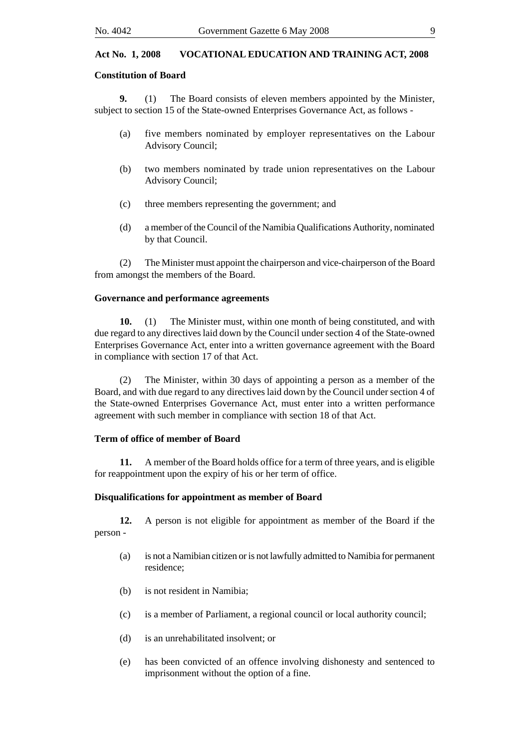**Constitution of Board**

**9.** (1) The Board consists of eleven members appointed by the Minister, subject to section 15 of the State-owned Enterprises Governance Act, as follows -

(a) five members nominated by employer representatives on the Labour Advisory Council;

(b) two members nominated by trade union representatives on the Labour Advisory Council;

(c) three members representing the government; and

(d) a member of the Council of the Namibia Qualifications Authority, nominated by that Council.

(2) The Minister must appoint the chairperson and vice-chairperson of the Board from amongst the members of the Board.

**Governance and performance agreements**

**10.** (1) The Minister must, within one month of being constituted, and with due regard to any directives laid down by the Council under section 4 of the State-owned Enterprises Governance Act, enter into a written governance agreement with the Board in compliance with section 17 of that Act.

(2) The Minister, within 30 days of appointing a person as a member of the Board, and with due regard to any directives laid down by the Council under section 4 of the State-owned Enterprises Governance Act, must enter into a written performance agreement with such member in compliance with section 18 of that Act.

**Term of office of member of Board**

**11.** A member of the Board holds office for a term of three years, and is eligible for reappointment upon the expiry of his or her term of office.

**Disqualifications for appointment as member of Board**

**12.** A person is not eligible for appointment as member of the Board if the person -

(a) is not a Namibian citizen or is not lawfully admitted to Namibia for permanent residence;

(b) is not resident in Namibia;

(c) is a member of Parliament, a regional council or local authority council;

(d) is an unrehabilitated insolvent; or

(e) has been convicted of an offence involving dishonesty and sentenced to imprisonment without the option of a fine.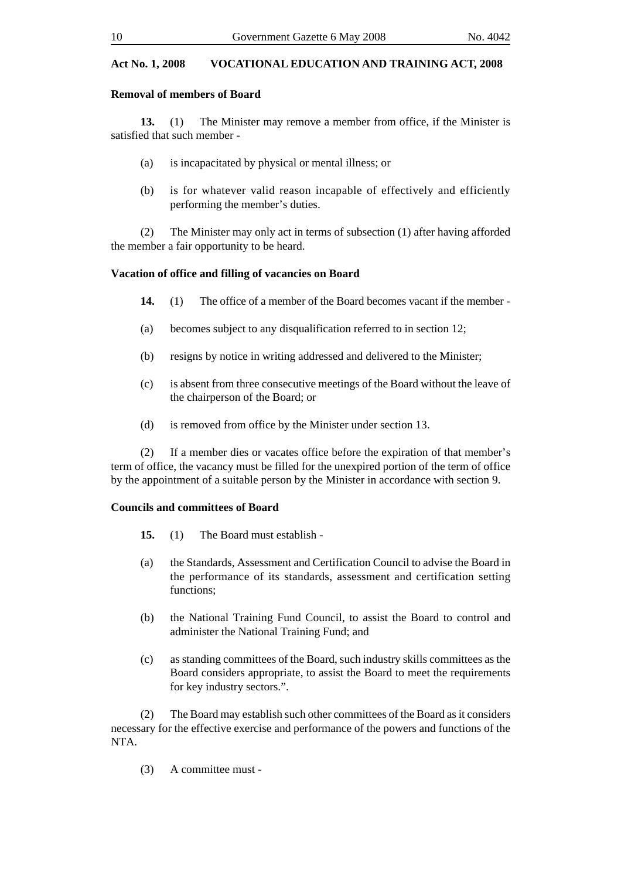**Act No. 1, 2008 VOCATIONAL EDUCATION AND TRAINING ACT, 2008**

**Removal of members of Board**

**13.** (1) The Minister may remove a member from office, if the Minister is satisfied that such member -

(a) is incapacitated by physical or mental illness; or

(b) is for whatever valid reason incapable of effectively and efficiently performing the member's duties.

(2) The Minister may only act in terms of subsection (1) after having afforded the member a fair opportunity to be heard.

**Vacation of office and filling of vacancies on Board**

**14.** (1) The office of a member of the Board becomes vacant if the member -

(a) becomes subject to any disqualification referred to in section 12;

(b) resigns by notice in writing addressed and delivered to the Minister;

(c) is absent from three consecutive meetings of the Board without the leave of the chairperson of the Board; or

(d) is removed from office by the Minister under section 13.

(2) If a member dies or vacates office before the expiration of that member's term of office, the vacancy must be filled for the unexpired portion of the term of office by the appointment of a suitable person by the Minister in accordance with section 9.

**Councils and committees of Board**

**15.** (1) The Board must establish -

(a) the Standards, Assessment and Certification Council to advise the Board in the performance of its standards, assessment and certification setting functions;

(b) the National Training Fund Council, to assist the Board to control and administer the National Training Fund; and

(c) as standing committees of the Board, such industry skills committees as the Board considers appropriate, to assist the Board to meet the requirements for key industry sectors.".

(2) The Board may establish such other committees of the Board as it considers necessary for the effective exercise and performance of the powers and functions of the NTA.

(3) A committee must -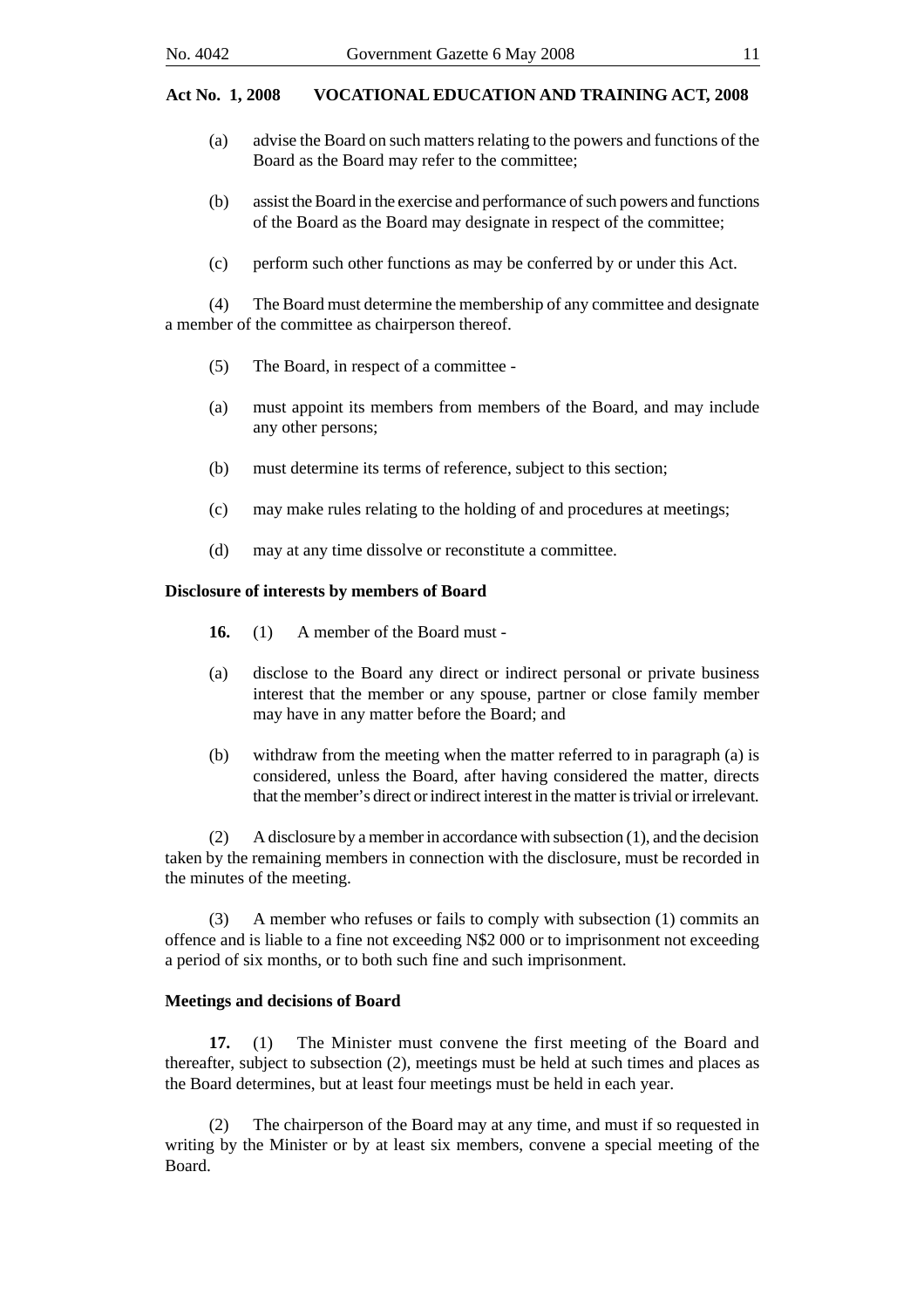(a) advise the Board on such matters relating to the powers and functions of the Board as the Board may refer to the committee;

(b) assist the Board in the exercise and performance of such powers and functions of the Board as the Board may designate in respect of the committee;

(c) perform such other functions as may be conferred by or under this Act.

(4) The Board must determine the membership of any committee and designate a member of the committee as chairperson thereof.

(5) The Board, in respect of a committee -

(a) must appoint its members from members of the Board, and may include any other persons;

(b) must determine its terms of reference, subject to this section;

(c) may make rules relating to the holding of and procedures at meetings;

(d) may at any time dissolve or reconstitute a committee.

**Disclosure of interests by members of Board**

**16.** (1) A member of the Board must -

(a) disclose to the Board any direct or indirect personal or private business interest that the member or any spouse, partner or close family member may have in any matter before the Board; and

(b) withdraw from the meeting when the matter referred to in paragraph (a) is considered, unless the Board, after having considered the matter, directs that the member's direct or indirect interest in the matter is trivial or irrelevant.

(2) A disclosure by a member in accordance with subsection (1), and the decision taken by the remaining members in connection with the disclosure, must be recorded in the minutes of the meeting.

(3) A member who refuses or fails to comply with subsection (1) commits an offence and is liable to a fine not exceeding N$2 000 or to imprisonment not exceeding a period of six months, or to both such fine and such imprisonment.

**Meetings and decisions of Board**

**17.** (1) The Minister must convene the first meeting of the Board and thereafter, subject to subsection (2), meetings must be held at such times and places as the Board determines, but at least four meetings must be held in each year.

(2) The chairperson of the Board may at any time, and must if so requested in writing by the Minister or by at least six members, convene a special meeting of the Board.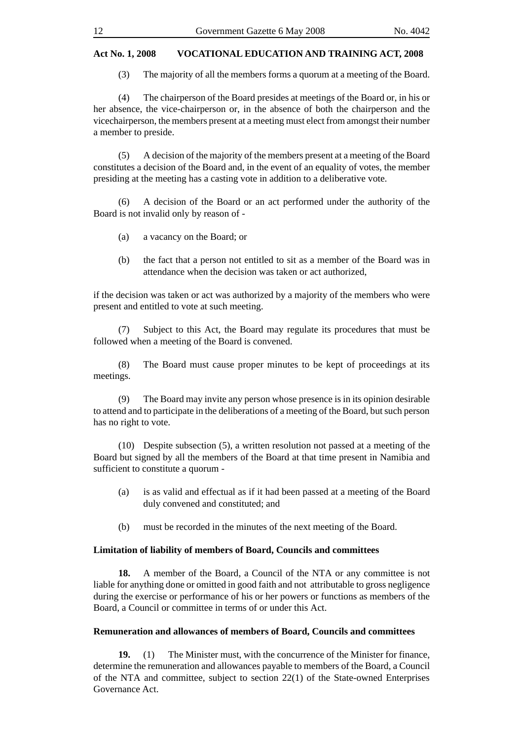(3) The majority of all the members forms a quorum at a meeting of the Board.

(4) The chairperson of the Board presides at meetings of the Board or, in his or her absence, the vice-chairperson or, in the absence of both the chairperson and the vicechairperson, the members present at a meeting must elect from amongst their number a member to preside.

(5) A decision of the majority of the members present at a meeting of the Board constitutes a decision of the Board and, in the event of an equality of votes, the member presiding at the meeting has a casting vote in addition to a deliberative vote.

(6) A decision of the Board or an act performed under the authority of the Board is not invalid only by reason of -

(a) a vacancy on the Board; or

(b) the fact that a person not entitled to sit as a member of the Board was in attendance when the decision was taken or act authorized,

if the decision was taken or act was authorized by a majority of the members who were present and entitled to vote at such meeting.

(7) Subject to this Act, the Board may regulate its procedures that must be followed when a meeting of the Board is convened.

(8) The Board must cause proper minutes to be kept of proceedings at its meetings.

(9) The Board may invite any person whose presence is in its opinion desirable to attend and to participate in the deliberations of a meeting of the Board, but such person has no right to vote.

(10) Despite subsection (5), a written resolution not passed at a meeting of the Board but signed by all the members of the Board at that time present in Namibia and sufficient to constitute a quorum -

(a) is as valid and effectual as if it had been passed at a meeting of the Board duly convened and constituted; and

(b) must be recorded in the minutes of the next meeting of the Board.

**Limitation of liability of members of Board, Councils and committees**

**18.** A member of the Board, a Council of the NTA or any committee is not liable for anything done or omitted in good faith and not attributable to gross negligence during the exercise or performance of his or her powers or functions as members of the Board, a Council or committee in terms of or under this Act.

**Remuneration and allowances of members of Board, Councils and committees**

**19.** (1) The Minister must, with the concurrence of the Minister for finance, determine the remuneration and allowances payable to members of the Board, a Council of the NTA and committee, subject to section 22(1) of the State-owned Enterprises Governance Act.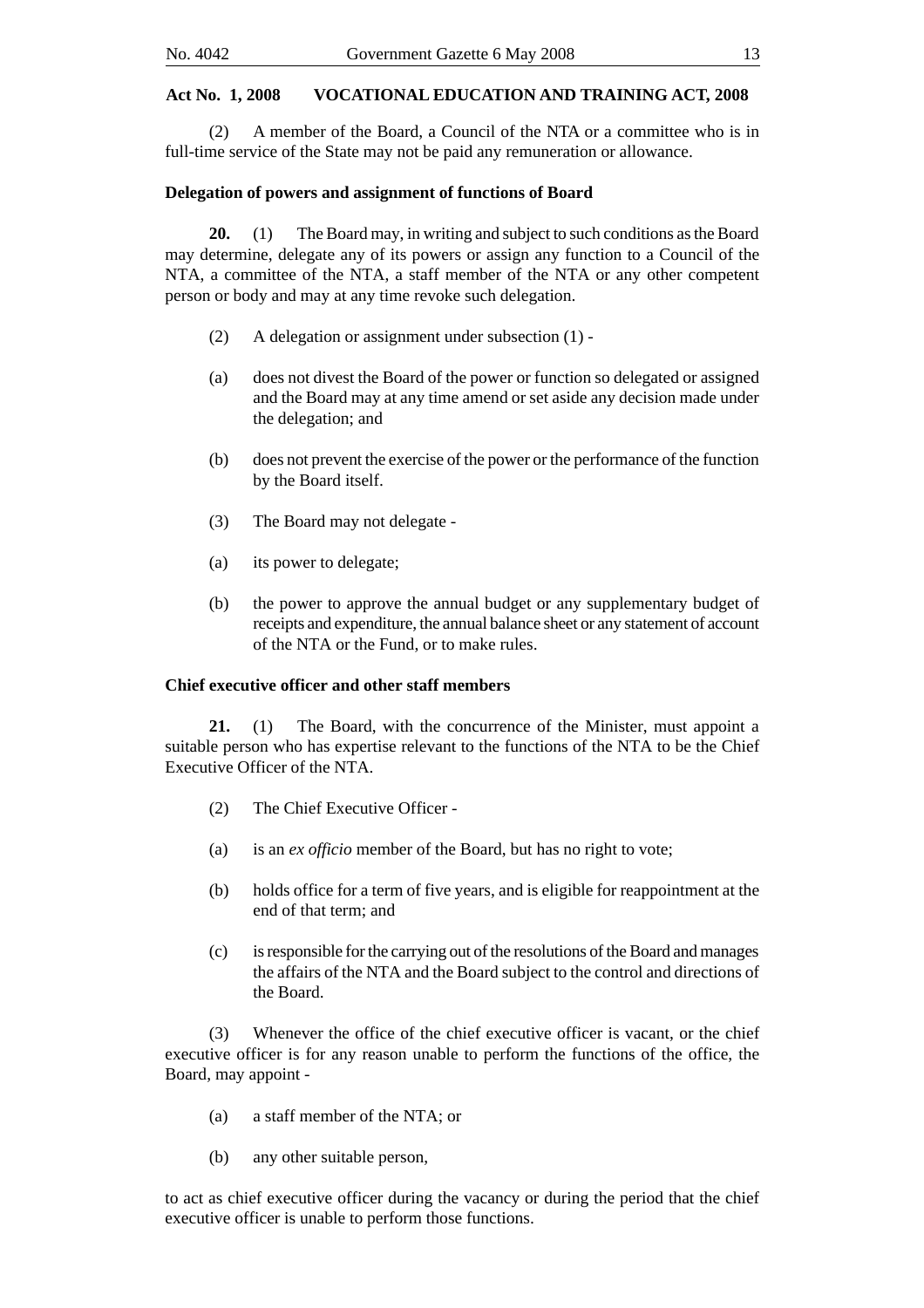(2) A member of the Board, a Council of the NTA or a committee who is in full-time service of the State may not be paid any remuneration or allowance.

**Delegation of powers and assignment of functions of Board**

**20.** (1) The Board may, in writing and subject to such conditions as the Board may determine, delegate any of its powers or assign any function to a Council of the NTA, a committee of the NTA, a staff member of the NTA or any other competent person or body and may at any time revoke such delegation.

(2) A delegation or assignment under subsection (1) -

(a) does not divest the Board of the power or function so delegated or assigned and the Board may at any time amend or set aside any decision made under the delegation; and

(b) does not prevent the exercise of the power or the performance of the function by the Board itself.

(3) The Board may not delegate -

(a) its power to delegate;

(b) the power to approve the annual budget or any supplementary budget of receipts and expenditure, the annual balance sheet or any statement of account of the NTA or the Fund, or to make rules.

**Chief executive officer and other staff members**

**21.** (1) The Board, with the concurrence of the Minister, must appoint a suitable person who has expertise relevant to the functions of the NTA to be the Chief Executive Officer of the NTA.

(2) The Chief Executive Officer -

(a) is an *ex officio* member of the Board, but has no right to vote;

(b) holds office for a term of five years, and is eligible for reappointment at the end of that term; and

(c) is responsible for the carrying out of the resolutions of the Board and manages the affairs of the NTA and the Board subject to the control and directions of the Board.

(3) Whenever the office of the chief executive officer is vacant, or the chief executive officer is for any reason unable to perform the functions of the office, the Board, may appoint -

(a) a staff member of the NTA; or

(b) any other suitable person,

to act as chief executive officer during the vacancy or during the period that the chief executive officer is unable to perform those functions.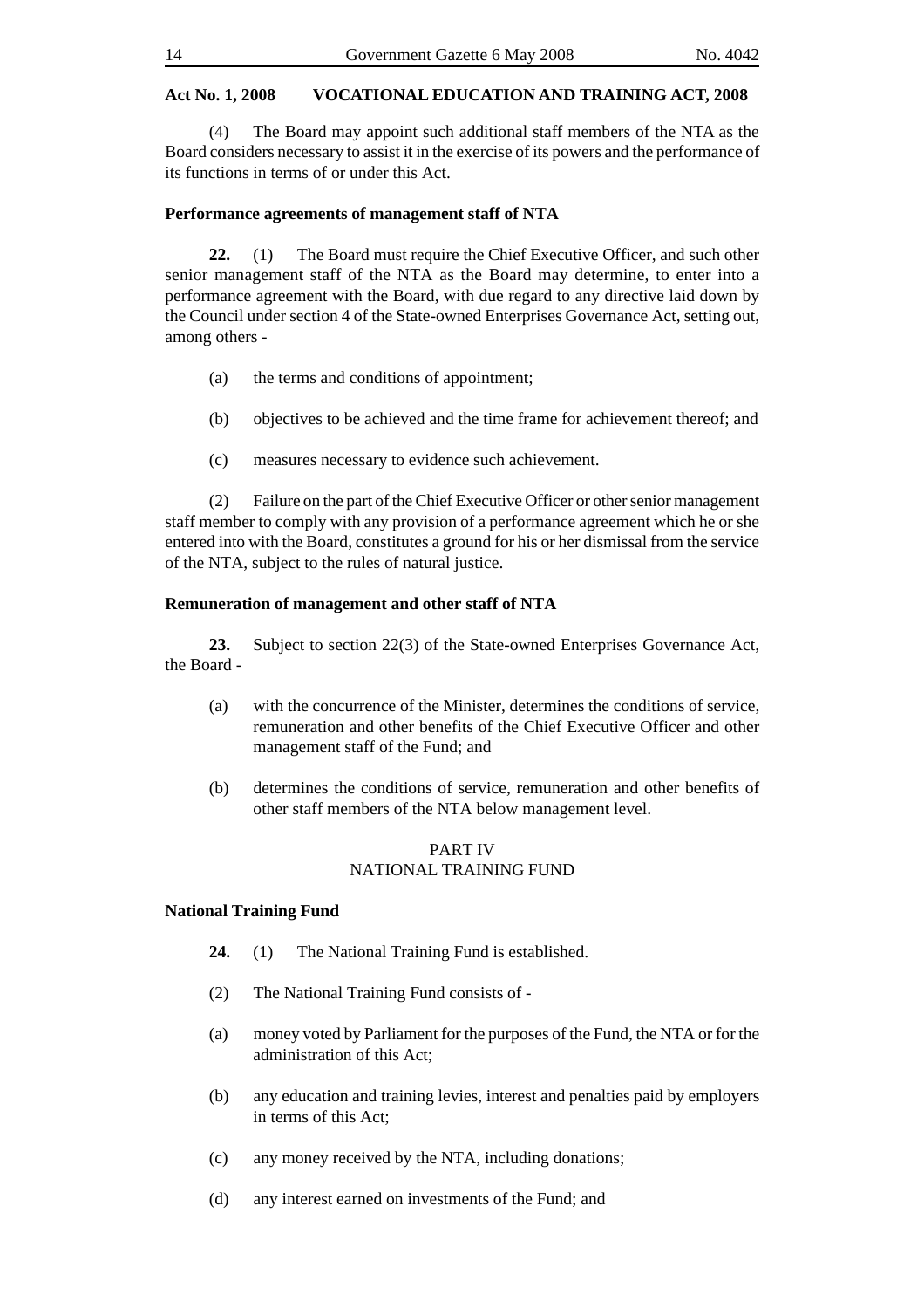(4) The Board may appoint such additional staff members of the NTA as the Board considers necessary to assist it in the exercise of its powers and the performance of its functions in terms of or under this Act.

**Performance agreements of management staff of NTA**

**22.** (1) The Board must require the Chief Executive Officer, and such other senior management staff of the NTA as the Board may determine, to enter into a performance agreement with the Board, with due regard to any directive laid down by the Council under section 4 of the State-owned Enterprises Governance Act, setting out, among others -

(a) the terms and conditions of appointment;

(b) objectives to be achieved and the time frame for achievement thereof; and

(c) measures necessary to evidence such achievement.

(2) Failure on the part of the Chief Executive Officer or other senior management staff member to comply with any provision of a performance agreement which he or she entered into with the Board, constitutes a ground for his or her dismissal from the service of the NTA, subject to the rules of natural justice.

**Remuneration of management and other staff of NTA**

**23.** Subject to section 22(3) of the State-owned Enterprises Governance Act, the Board -

(a) with the concurrence of the Minister, determines the conditions of service, remuneration and other benefits of the Chief Executive Officer and other management staff of the Fund; and

(b) determines the conditions of service, remuneration and other benefits of other staff members of the NTA below management level.

## PART IV
## NATIONAL TRAINING FUND

**National Training Fund**

**24.** (1) The National Training Fund is established.

(2) The National Training Fund consists of -

(a) money voted by Parliament for the purposes of the Fund, the NTA or for the administration of this Act;

(b) any education and training levies, interest and penalties paid by employers in terms of this Act;

(c) any money received by the NTA, including donations;

(d) any interest earned on investments of the Fund; and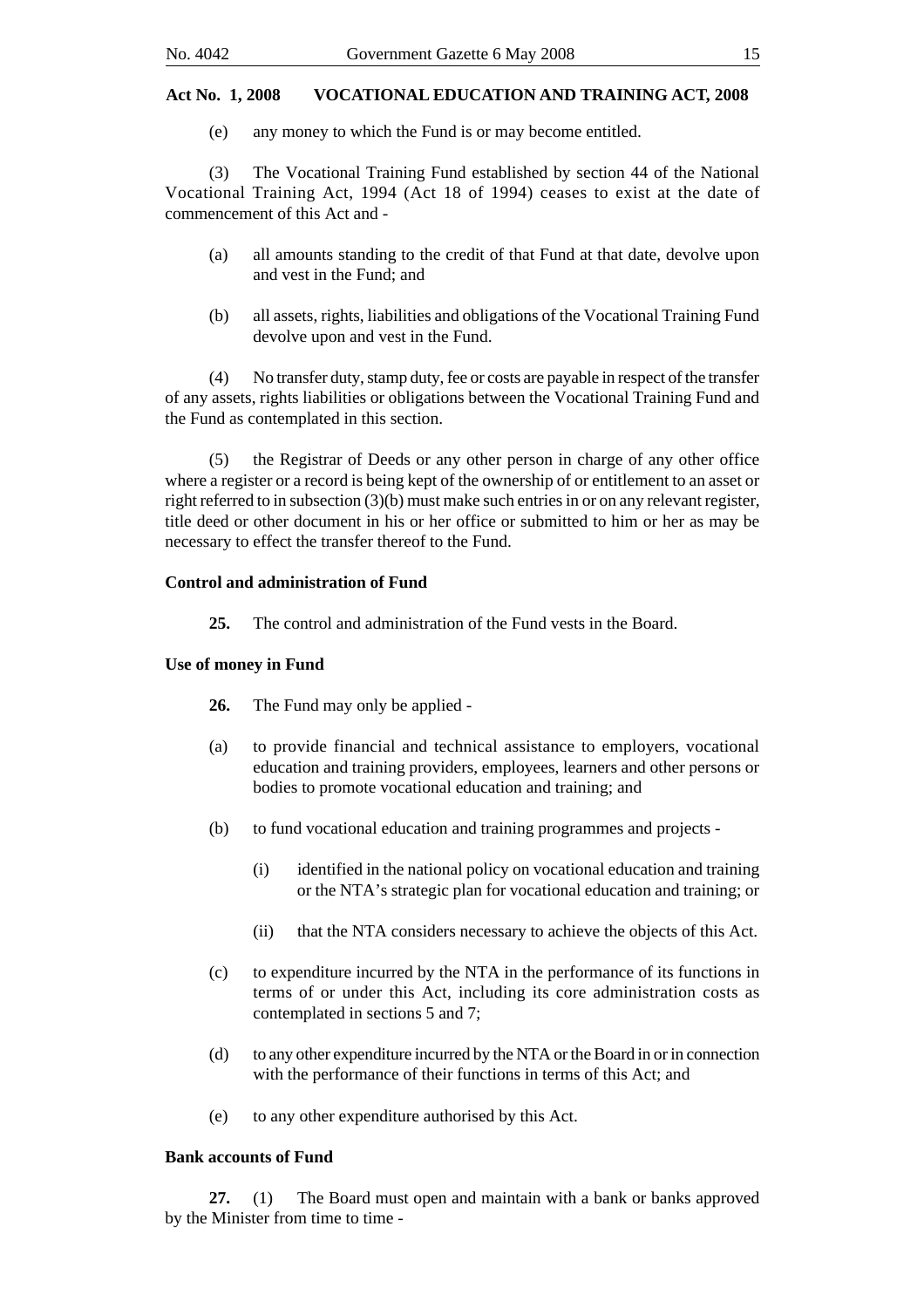(e) any money to which the Fund is or may become entitled.

(3) The Vocational Training Fund established by section 44 of the National Vocational Training Act, 1994 (Act 18 of 1994) ceases to exist at the date of commencement of this Act and -

(a) all amounts standing to the credit of that Fund at that date, devolve upon and vest in the Fund; and

(b) all assets, rights, liabilities and obligations of the Vocational Training Fund devolve upon and vest in the Fund.

(4) No transfer duty, stamp duty, fee or costs are payable in respect of the transfer of any assets, rights liabilities or obligations between the Vocational Training Fund and the Fund as contemplated in this section.

(5) the Registrar of Deeds or any other person in charge of any other office where a register or a record is being kept of the ownership of or entitlement to an asset or right referred to in subsection (3)(b) must make such entries in or on any relevant register, title deed or other document in his or her office or submitted to him or her as may be necessary to effect the transfer thereof to the Fund.

**Control and administration of Fund**

**25.** The control and administration of the Fund vests in the Board.

**Use of money in Fund**

**26.** The Fund may only be applied -

(a) to provide financial and technical assistance to employers, vocational education and training providers, employees, learners and other persons or bodies to promote vocational education and training; and

(b) to fund vocational education and training programmes and projects -

(i) identified in the national policy on vocational education and training or the NTA's strategic plan for vocational education and training; or

(ii) that the NTA considers necessary to achieve the objects of this Act.

(c) to expenditure incurred by the NTA in the performance of its functions in terms of or under this Act, including its core administration costs as contemplated in sections 5 and 7;

(d) to any other expenditure incurred by the NTA or the Board in or in connection with the performance of their functions in terms of this Act; and

(e) to any other expenditure authorised by this Act.

**Bank accounts of Fund**

**27.** (1) The Board must open and maintain with a bank or banks approved by the Minister from time to time -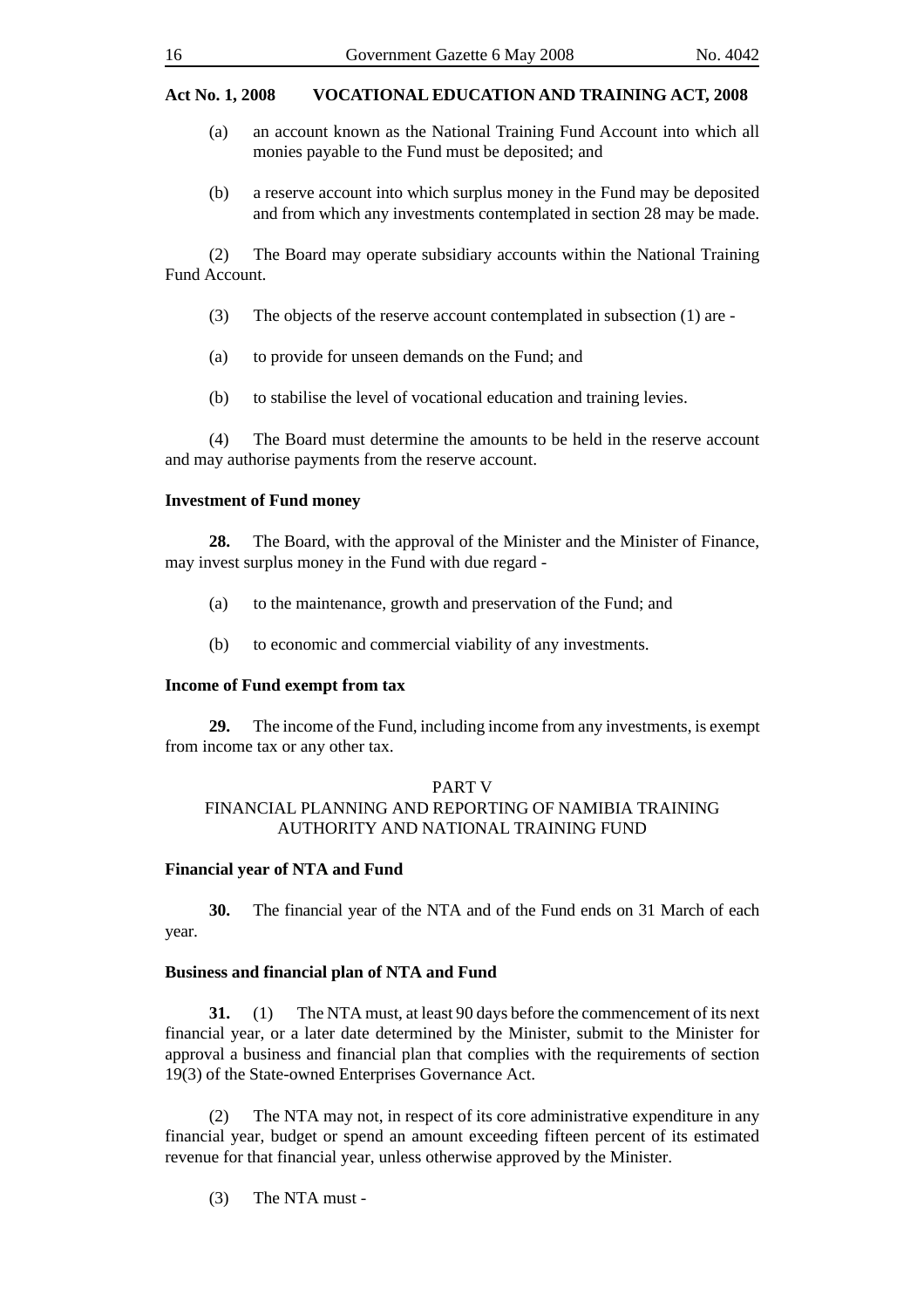(a) an account known as the National Training Fund Account into which all monies payable to the Fund must be deposited; and

(b) a reserve account into which surplus money in the Fund may be deposited and from which any investments contemplated in section 28 may be made.

(2) The Board may operate subsidiary accounts within the National Training Fund Account.

(3) The objects of the reserve account contemplated in subsection (1) are -

(a) to provide for unseen demands on the Fund; and

(b) to stabilise the level of vocational education and training levies.

(4) The Board must determine the amounts to be held in the reserve account and may authorise payments from the reserve account.

**Investment of Fund money**

**28.** The Board, with the approval of the Minister and the Minister of Finance, may invest surplus money in the Fund with due regard -

(a) to the maintenance, growth and preservation of the Fund; and

(b) to economic and commercial viability of any investments.

**Income of Fund exempt from tax**

**29.** The income of the Fund, including income from any investments, is exempt from income tax or any other tax.

## PART V
## FINANCIAL PLANNING AND REPORTING OF NAMIBIA TRAINING AUTHORITY AND NATIONAL TRAINING FUND

**Financial year of NTA and Fund**

**30.** The financial year of the NTA and of the Fund ends on 31 March of each year.

**Business and financial plan of NTA and Fund**

**31.** (1) The NTA must, at least 90 days before the commencement of its next financial year, or a later date determined by the Minister, submit to the Minister for approval a business and financial plan that complies with the requirements of section 19(3) of the State-owned Enterprises Governance Act.

(2) The NTA may not, in respect of its core administrative expenditure in any financial year, budget or spend an amount exceeding fifteen percent of its estimated revenue for that financial year, unless otherwise approved by the Minister.

(3) The NTA must -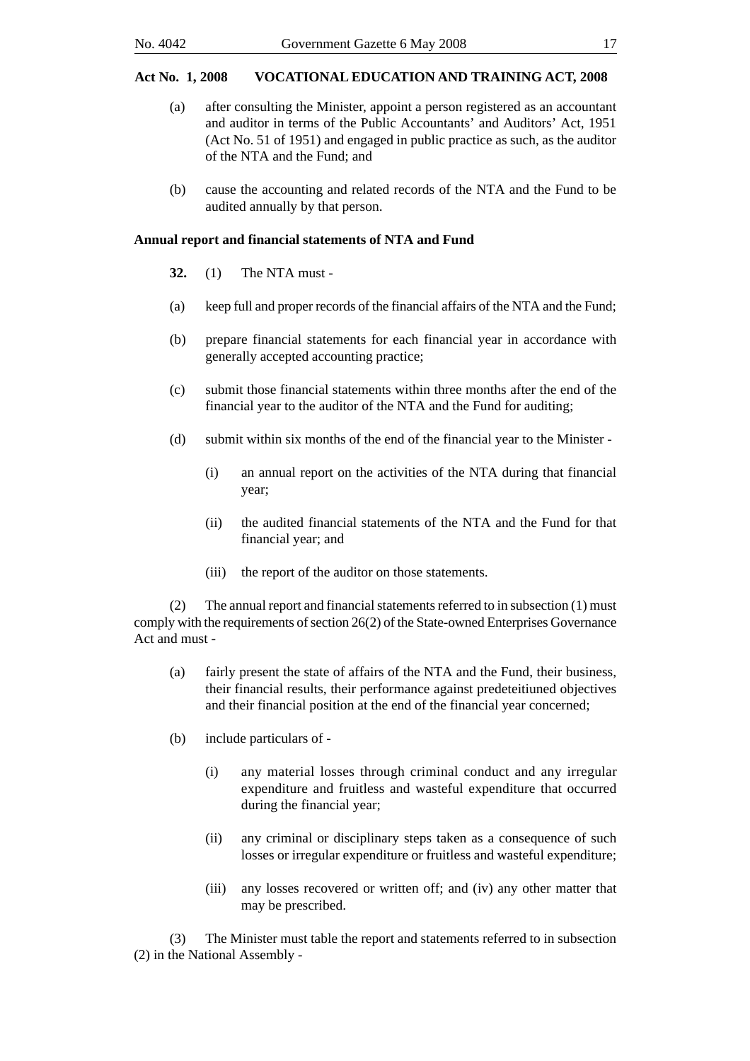(a) after consulting the Minister, appoint a person registered as an accountant and auditor in terms of the Public Accountants' and Auditors' Act, 1951 (Act No. 51 of 1951) and engaged in public practice as such, as the auditor of the NTA and the Fund; and

(b) cause the accounting and related records of the NTA and the Fund to be audited annually by that person.

**Annual report and financial statements of NTA and Fund**

**32.** (1) The NTA must -

(a) keep full and proper records of the financial affairs of the NTA and the Fund;

(b) prepare financial statements for each financial year in accordance with generally accepted accounting practice;

(c) submit those financial statements within three months after the end of the financial year to the auditor of the NTA and the Fund for auditing;

(d) submit within six months of the end of the financial year to the Minister -

(i) an annual report on the activities of the NTA during that financial year;

(ii) the audited financial statements of the NTA and the Fund for that financial year; and

(iii) the report of the auditor on those statements.

(2) The annual report and financial statements referred to in subsection (1) must comply with the requirements of section 26(2) of the State-owned Enterprises Governance Act and must -

(a) fairly present the state of affairs of the NTA and the Fund, their business, their financial results, their performance against predeteitiuned objectives and their financial position at the end of the financial year concerned;

(b) include particulars of -

(i) any material losses through criminal conduct and any irregular expenditure and fruitless and wasteful expenditure that occurred during the financial year;

(ii) any criminal or disciplinary steps taken as a consequence of such losses or irregular expenditure or fruitless and wasteful expenditure;

(iii) any losses recovered or written off; and (iv) any other matter that may be prescribed.

(3) The Minister must table the report and statements referred to in subsection (2) in the National Assembly -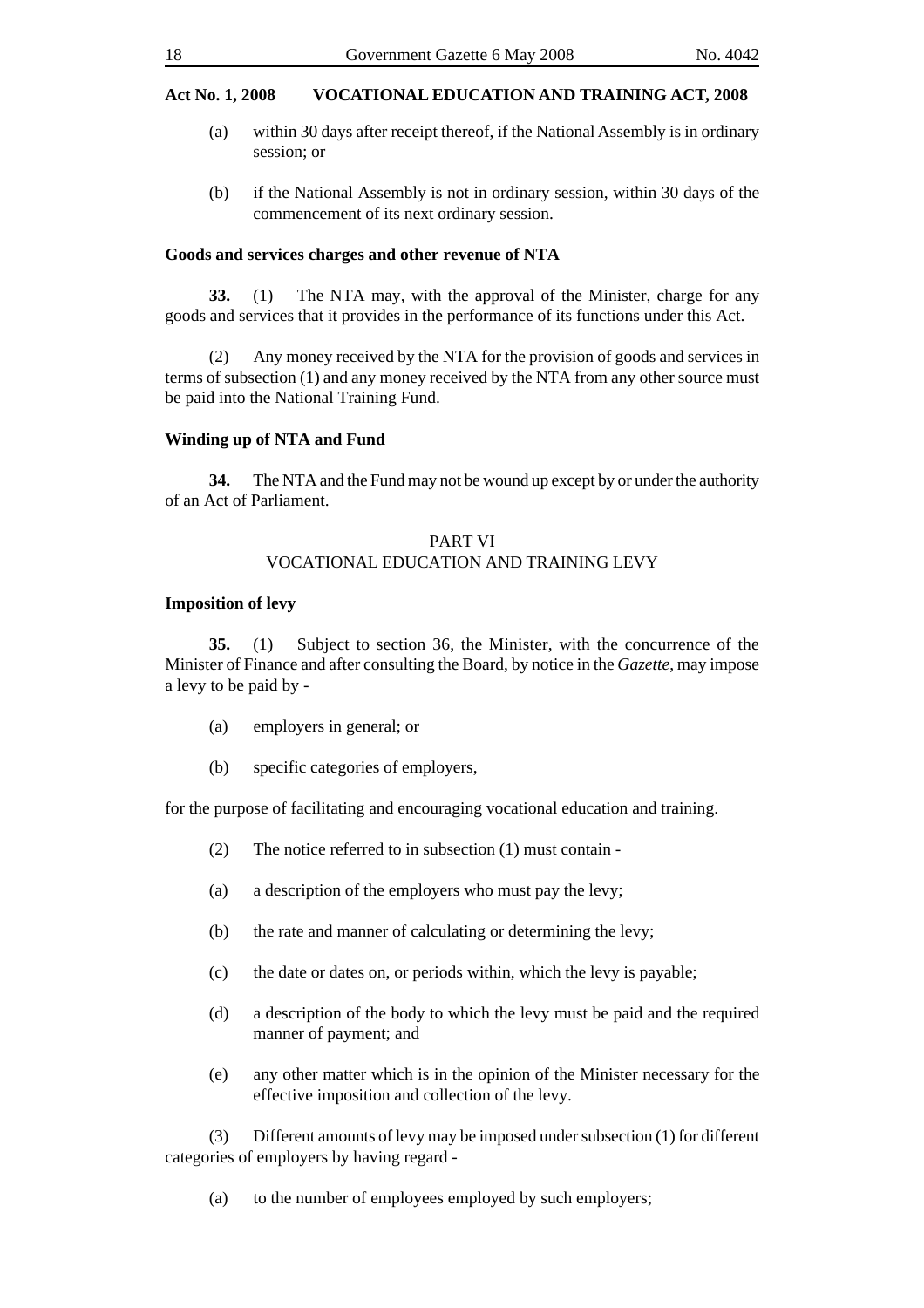(a) within 30 days after receipt thereof, if the National Assembly is in ordinary session; or

(b) if the National Assembly is not in ordinary session, within 30 days of the commencement of its next ordinary session.

**Goods and services charges and other revenue of NTA**

**33.** (1) The NTA may, with the approval of the Minister, charge for any goods and services that it provides in the performance of its functions under this Act.

(2) Any money received by the NTA for the provision of goods and services in terms of subsection (1) and any money received by the NTA from any other source must be paid into the National Training Fund.

**Winding up of NTA and Fund**

**34.** The NTA and the Fund may not be wound up except by or under the authority of an Act of Parliament.

## PART VI
## VOCATIONAL EDUCATION AND TRAINING LEVY

**Imposition of levy**

**35.** (1) Subject to section 36, the Minister, with the concurrence of the Minister of Finance and after consulting the Board, by notice in the *Gazette*, may impose a levy to be paid by -

(a) employers in general; or

(b) specific categories of employers,

for the purpose of facilitating and encouraging vocational education and training.

(2) The notice referred to in subsection (1) must contain -

(a) a description of the employers who must pay the levy;

(b) the rate and manner of calculating or determining the levy;

(c) the date or dates on, or periods within, which the levy is payable;

(d) a description of the body to which the levy must be paid and the required manner of payment; and

(e) any other matter which is in the opinion of the Minister necessary for the effective imposition and collection of the levy.

(3) Different amounts of levy may be imposed under subsection (1) for different categories of employers by having regard -

(a) to the number of employees employed by such employers;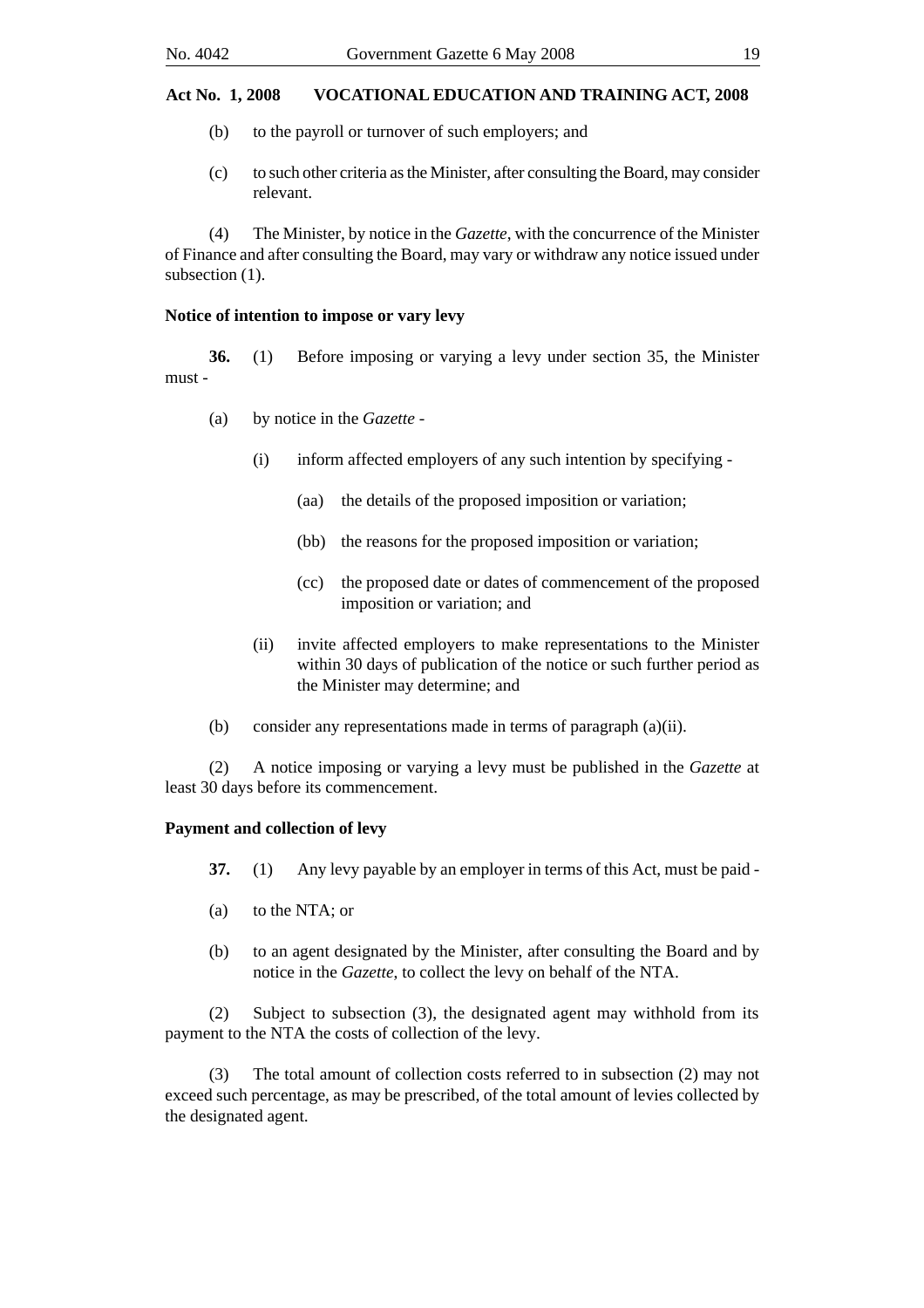(b) to the payroll or turnover of such employers; and

(c) to such other criteria as the Minister, after consulting the Board, may consider relevant.

(4) The Minister, by notice in the *Gazette*, with the concurrence of the Minister of Finance and after consulting the Board, may vary or withdraw any notice issued under subsection (1).

**Notice of intention to impose or vary levy**

**36.** (1) Before imposing or varying a levy under section 35, the Minister must -

(a) by notice in the *Gazette* -

(i) inform affected employers of any such intention by specifying -

(aa) the details of the proposed imposition or variation;

(bb) the reasons for the proposed imposition or variation;

(cc) the proposed date or dates of commencement of the proposed imposition or variation; and

(ii) invite affected employers to make representations to the Minister within 30 days of publication of the notice or such further period as the Minister may determine; and

(b) consider any representations made in terms of paragraph (a)(ii).

(2) A notice imposing or varying a levy must be published in the *Gazette* at least 30 days before its commencement.

**Payment and collection of levy**

**37.** (1) Any levy payable by an employer in terms of this Act, must be paid -

(a) to the NTA; or

(b) to an agent designated by the Minister, after consulting the Board and by notice in the *Gazette*, to collect the levy on behalf of the NTA.

(2) Subject to subsection (3), the designated agent may withhold from its payment to the NTA the costs of collection of the levy.

(3) The total amount of collection costs referred to in subsection (2) may not exceed such percentage, as may be prescribed, of the total amount of levies collected by the designated agent.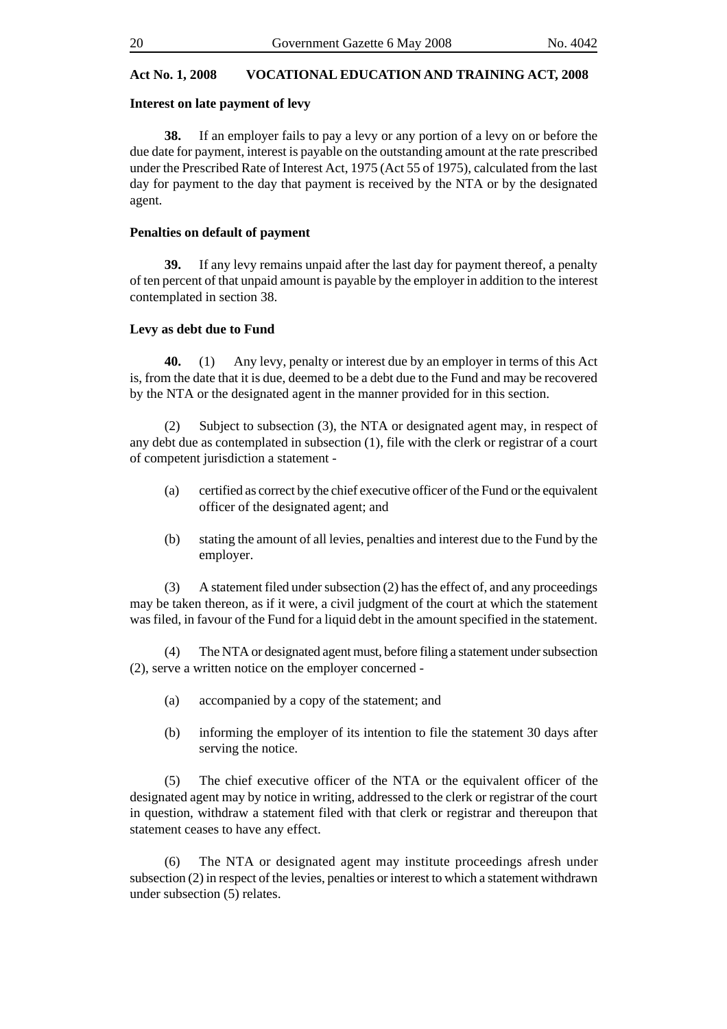**Act No. 1, 2008 VOCATIONAL EDUCATION AND TRAINING ACT, 2008**

**Interest on late payment of levy**

**38.** If an employer fails to pay a levy or any portion of a levy on or before the due date for payment, interest is payable on the outstanding amount at the rate prescribed under the Prescribed Rate of Interest Act, 1975 (Act 55 of 1975), calculated from the last day for payment to the day that payment is received by the NTA or by the designated agent.

**Penalties on default of payment**

**39.** If any levy remains unpaid after the last day for payment thereof, a penalty of ten percent of that unpaid amount is payable by the employer in addition to the interest contemplated in section 38.

**Levy as debt due to Fund**

**40.** (1) Any levy, penalty or interest due by an employer in terms of this Act is, from the date that it is due, deemed to be a debt due to the Fund and may be recovered by the NTA or the designated agent in the manner provided for in this section.

(2) Subject to subsection (3), the NTA or designated agent may, in respect of any debt due as contemplated in subsection (1), file with the clerk or registrar of a court of competent jurisdiction a statement -

(a) certified as correct by the chief executive officer of the Fund or the equivalent officer of the designated agent; and

(b) stating the amount of all levies, penalties and interest due to the Fund by the employer.

(3) A statement filed under subsection (2) has the effect of, and any proceedings may be taken thereon, as if it were, a civil judgment of the court at which the statement was filed, in favour of the Fund for a liquid debt in the amount specified in the statement.

(4) The NTA or designated agent must, before filing a statement under subsection (2), serve a written notice on the employer concerned -

(a) accompanied by a copy of the statement; and

(b) informing the employer of its intention to file the statement 30 days after serving the notice.

(5) The chief executive officer of the NTA or the equivalent officer of the designated agent may by notice in writing, addressed to the clerk or registrar of the court in question, withdraw a statement filed with that clerk or registrar and thereupon that statement ceases to have any effect.

(6) The NTA or designated agent may institute proceedings afresh under subsection (2) in respect of the levies, penalties or interest to which a statement withdrawn under subsection (5) relates.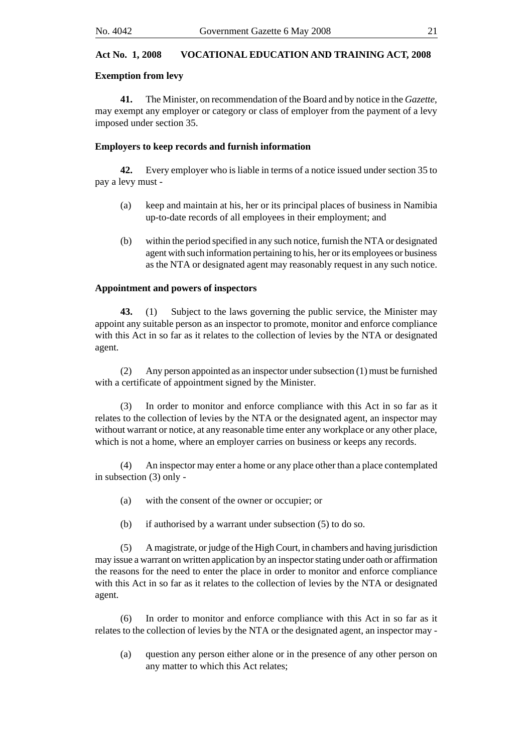**Exemption from levy**

**41.** The Minister, on recommendation of the Board and by notice in the *Gazette*, may exempt any employer or category or class of employer from the payment of a levy imposed under section 35.

**Employers to keep records and furnish information**

**42.** Every employer who is liable in terms of a notice issued under section 35 to pay a levy must -

(a) keep and maintain at his, her or its principal places of business in Namibia up-to-date records of all employees in their employment; and

(b) within the period specified in any such notice, furnish the NTA or designated agent with such information pertaining to his, her or its employees or business as the NTA or designated agent may reasonably request in any such notice.

**Appointment and powers of inspectors**

**43.** (1) Subject to the laws governing the public service, the Minister may appoint any suitable person as an inspector to promote, monitor and enforce compliance with this Act in so far as it relates to the collection of levies by the NTA or designated agent.

(2) Any person appointed as an inspector under subsection (1) must be furnished with a certificate of appointment signed by the Minister.

(3) In order to monitor and enforce compliance with this Act in so far as it relates to the collection of levies by the NTA or the designated agent, an inspector may without warrant or notice, at any reasonable time enter any workplace or any other place, which is not a home, where an employer carries on business or keeps any records.

(4) An inspector may enter a home or any place other than a place contemplated in subsection (3) only -

(a) with the consent of the owner or occupier; or

(b) if authorised by a warrant under subsection (5) to do so.

(5) A magistrate, or judge of the High Court, in chambers and having jurisdiction may issue a warrant on written application by an inspector stating under oath or affirmation the reasons for the need to enter the place in order to monitor and enforce compliance with this Act in so far as it relates to the collection of levies by the NTA or designated agent.

(6) In order to monitor and enforce compliance with this Act in so far as it relates to the collection of levies by the NTA or the designated agent, an inspector may -

(a) question any person either alone or in the presence of any other person on any matter to which this Act relates;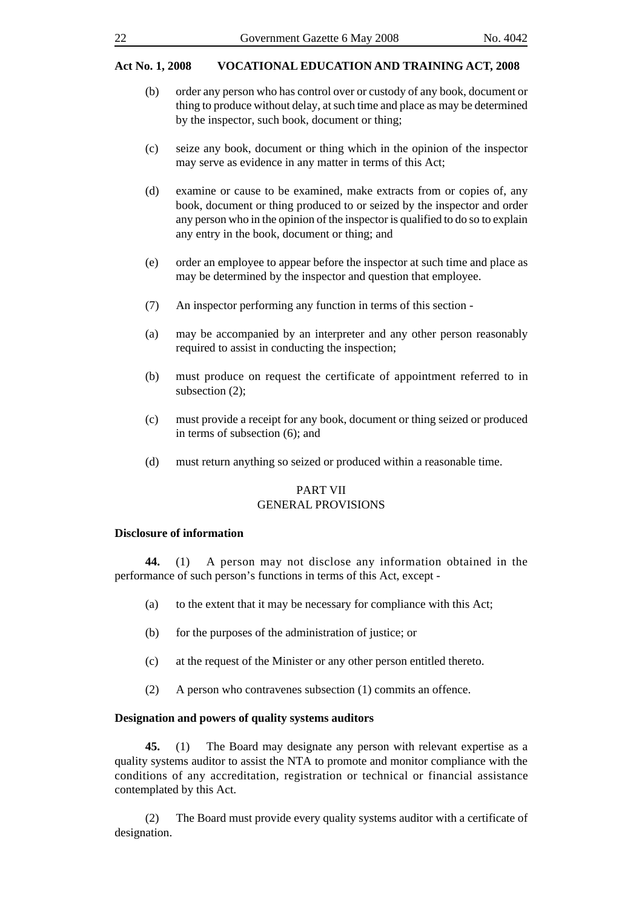(b) order any person who has control over or custody of any book, document or thing to produce without delay, at such time and place as may be determined by the inspector, such book, document or thing;

(c) seize any book, document or thing which in the opinion of the inspector may serve as evidence in any matter in terms of this Act;

(d) examine or cause to be examined, make extracts from or copies of, any book, document or thing produced to or seized by the inspector and order any person who in the opinion of the inspector is qualified to do so to explain any entry in the book, document or thing; and

(e) order an employee to appear before the inspector at such time and place as may be determined by the inspector and question that employee.

(7) An inspector performing any function in terms of this section -

(a) may be accompanied by an interpreter and any other person reasonably required to assist in conducting the inspection;

(b) must produce on request the certificate of appointment referred to in subsection (2);

(c) must provide a receipt for any book, document or thing seized or produced in terms of subsection (6); and

(d) must return anything so seized or produced within a reasonable time.

## PART VII
## GENERAL PROVISIONS

**Disclosure of information**

**44.** (1) A person may not disclose any information obtained in the performance of such person's functions in terms of this Act, except -

(a) to the extent that it may be necessary for compliance with this Act;

(b) for the purposes of the administration of justice; or

(c) at the request of the Minister or any other person entitled thereto.

(2) A person who contravenes subsection (1) commits an offence.

**Designation and powers of quality systems auditors**

**45.** (1) The Board may designate any person with relevant expertise as a quality systems auditor to assist the NTA to promote and monitor compliance with the conditions of any accreditation, registration or technical or financial assistance contemplated by this Act.

(2) The Board must provide every quality systems auditor with a certificate of designation.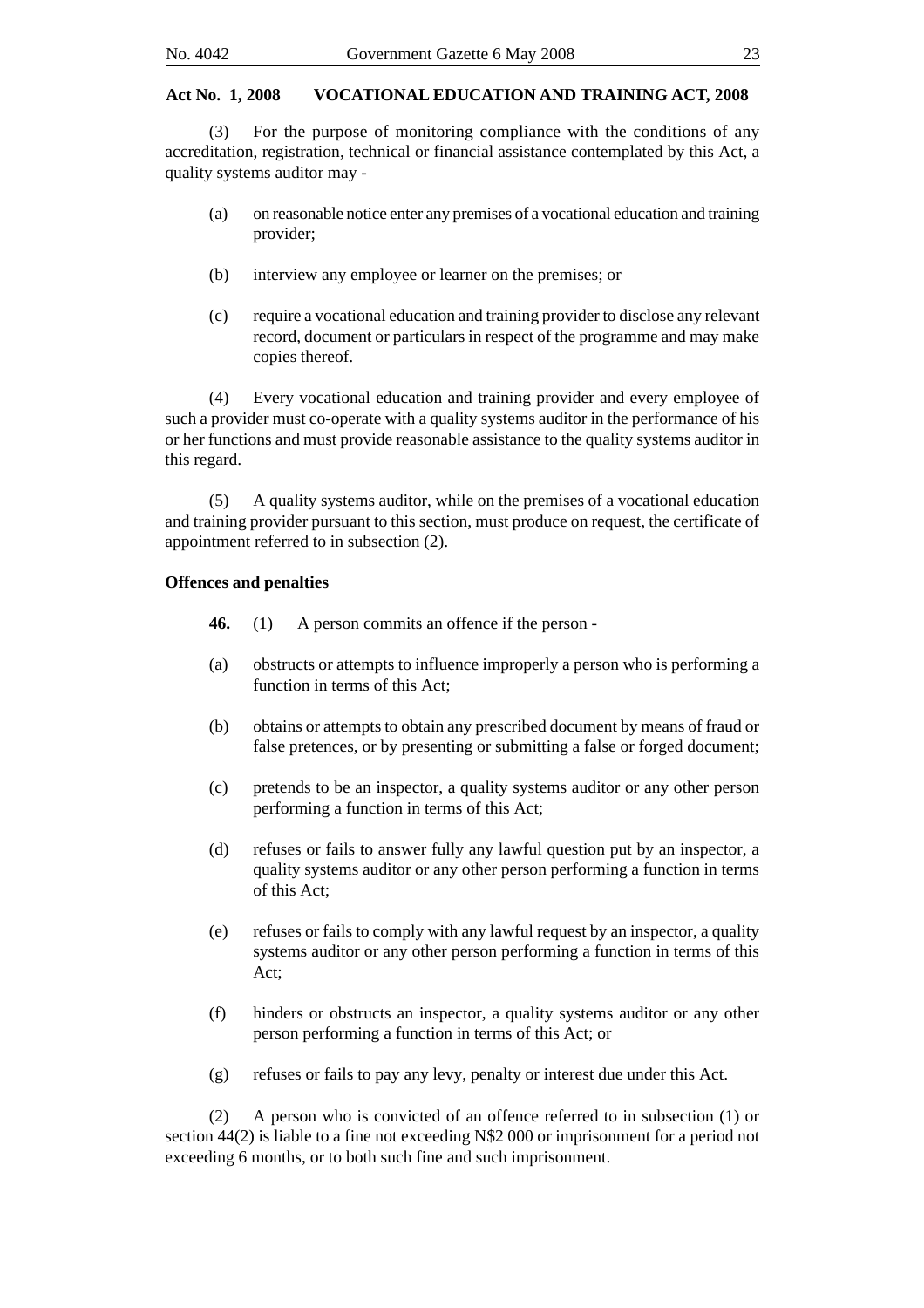(3) For the purpose of monitoring compliance with the conditions of any accreditation, registration, technical or financial assistance contemplated by this Act, a quality systems auditor may -

(a) on reasonable notice enter any premises of a vocational education and training provider;

(b) interview any employee or learner on the premises; or

(c) require a vocational education and training provider to disclose any relevant record, document or particulars in respect of the programme and may make copies thereof.

(4) Every vocational education and training provider and every employee of such a provider must co-operate with a quality systems auditor in the performance of his or her functions and must provide reasonable assistance to the quality systems auditor in this regard.

(5) A quality systems auditor, while on the premises of a vocational education and training provider pursuant to this section, must produce on request, the certificate of appointment referred to in subsection (2).

**Offences and penalties**

**46.** (1) A person commits an offence if the person -

(a) obstructs or attempts to influence improperly a person who is performing a function in terms of this Act;

(b) obtains or attempts to obtain any prescribed document by means of fraud or false pretences, or by presenting or submitting a false or forged document;

(c) pretends to be an inspector, a quality systems auditor or any other person performing a function in terms of this Act;

(d) refuses or fails to answer fully any lawful question put by an inspector, a quality systems auditor or any other person performing a function in terms of this Act;

(e) refuses or fails to comply with any lawful request by an inspector, a quality systems auditor or any other person performing a function in terms of this Act;

(f) hinders or obstructs an inspector, a quality systems auditor or any other person performing a function in terms of this Act; or

(g) refuses or fails to pay any levy, penalty or interest due under this Act.

(2) A person who is convicted of an offence referred to in subsection (1) or section 44(2) is liable to a fine not exceeding N$2 000 or imprisonment for a period not exceeding 6 months, or to both such fine and such imprisonment.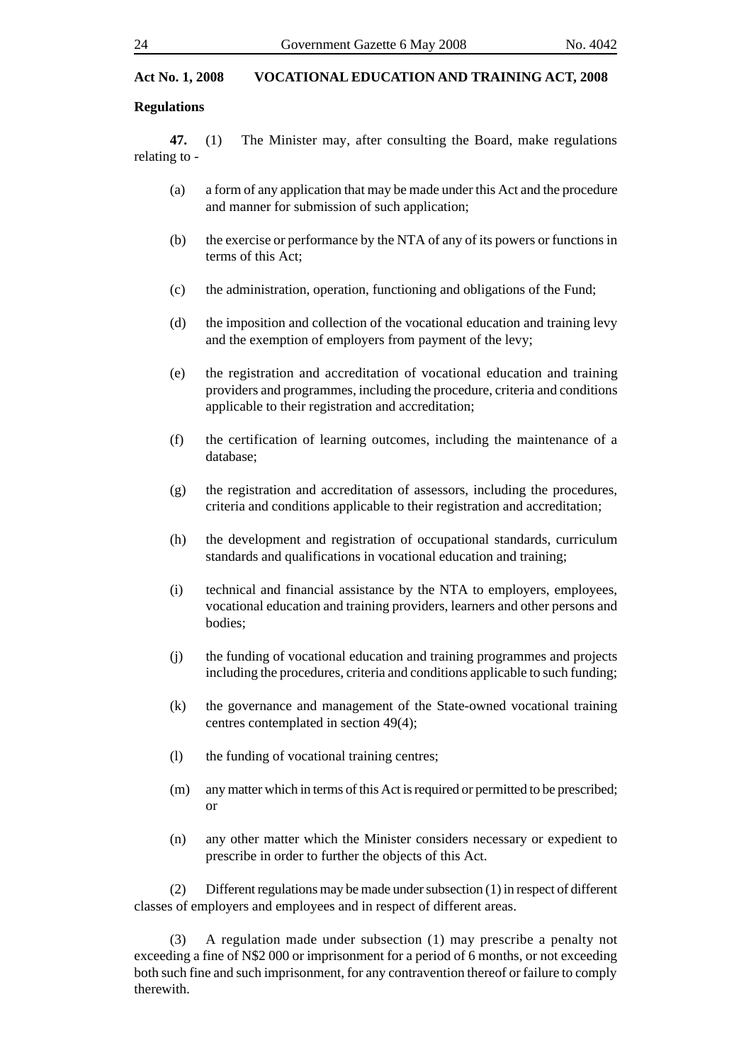**Regulations**

**47.** (1) The Minister may, after consulting the Board, make regulations relating to -

(a) a form of any application that may be made under this Act and the procedure and manner for submission of such application;

(b) the exercise or performance by the NTA of any of its powers or functions in terms of this Act;

(c) the administration, operation, functioning and obligations of the Fund;

(d) the imposition and collection of the vocational education and training levy and the exemption of employers from payment of the levy;

(e) the registration and accreditation of vocational education and training providers and programmes, including the procedure, criteria and conditions applicable to their registration and accreditation;

(f) the certification of learning outcomes, including the maintenance of a database;

(g) the registration and accreditation of assessors, including the procedures, criteria and conditions applicable to their registration and accreditation;

(h) the development and registration of occupational standards, curriculum standards and qualifications in vocational education and training;

(i) technical and financial assistance by the NTA to employers, employees, vocational education and training providers, learners and other persons and bodies;

(j) the funding of vocational education and training programmes and projects including the procedures, criteria and conditions applicable to such funding;

(k) the governance and management of the State-owned vocational training centres contemplated in section 49(4);

(l) the funding of vocational training centres;

(m) any matter which in terms of this Act is required or permitted to be prescribed; or

(n) any other matter which the Minister considers necessary or expedient to prescribe in order to further the objects of this Act.

(2) Different regulations may be made under subsection (1) in respect of different classes of employers and employees and in respect of different areas.

(3) A regulation made under subsection (1) may prescribe a penalty not exceeding a fine of N$2 000 or imprisonment for a period of 6 months, or not exceeding both such fine and such imprisonment, for any contravention thereof or failure to comply therewith.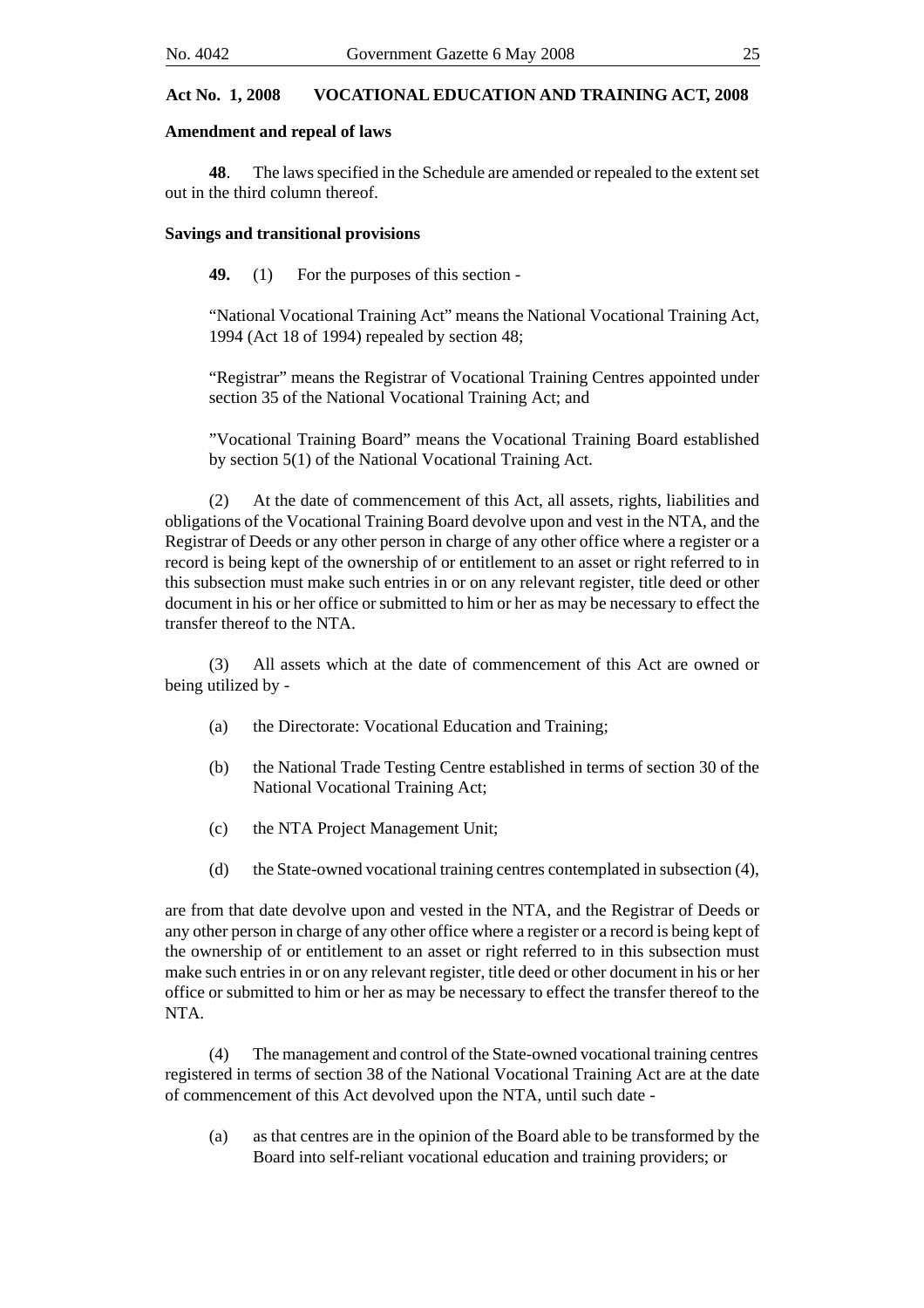**Act No. 1, 2008 VOCATIONAL EDUCATION AND TRAINING ACT, 2008**

**Amendment and repeal of laws**

**48**. The laws specified in the Schedule are amended or repealed to the extent set out in the third column thereof.

**Savings and transitional provisions**

**49.** (1) For the purposes of this section -

"National Vocational Training Act" means the National Vocational Training Act, 1994 (Act 18 of 1994) repealed by section 48;

"Registrar" means the Registrar of Vocational Training Centres appointed under section 35 of the National Vocational Training Act; and

"Vocational Training Board" means the Vocational Training Board established by section 5(1) of the National Vocational Training Act.

(2) At the date of commencement of this Act, all assets, rights, liabilities and obligations of the Vocational Training Board devolve upon and vest in the NTA, and the Registrar of Deeds or any other person in charge of any other office where a register or a record is being kept of the ownership of or entitlement to an asset or right referred to in this subsection must make such entries in or on any relevant register, title deed or other document in his or her office or submitted to him or her as may be necessary to effect the transfer thereof to the NTA.

(3) All assets which at the date of commencement of this Act are owned or being utilized by -

(a) the Directorate: Vocational Education and Training;

(b) the National Trade Testing Centre established in terms of section 30 of the National Vocational Training Act;

(c) the NTA Project Management Unit;

(d) the State-owned vocational training centres contemplated in subsection (4),

are from that date devolve upon and vested in the NTA, and the Registrar of Deeds or any other person in charge of any other office where a register or a record is being kept of the ownership of or entitlement to an asset or right referred to in this subsection must make such entries in or on any relevant register, title deed or other document in his or her office or submitted to him or her as may be necessary to effect the transfer thereof to the NTA.

(4) The management and control of the State-owned vocational training centres registered in terms of section 38 of the National Vocational Training Act are at the date of commencement of this Act devolved upon the NTA, until such date -

(a) as that centres are in the opinion of the Board able to be transformed by the Board into self-reliant vocational education and training providers; or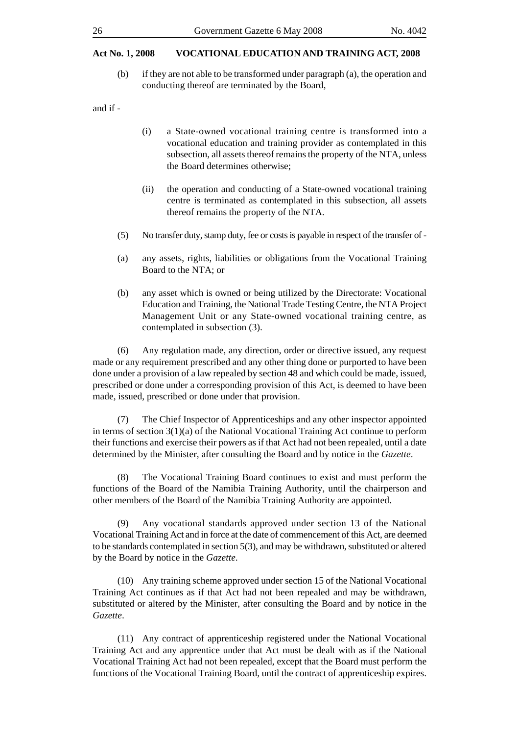(b) if they are not able to be transformed under paragraph (a), the operation and conducting thereof are terminated by the Board,

and if -

(i) a State-owned vocational training centre is transformed into a vocational education and training provider as contemplated in this subsection, all assets thereof remains the property of the NTA, unless the Board determines otherwise;

(ii) the operation and conducting of a State-owned vocational training centre is terminated as contemplated in this subsection, all assets thereof remains the property of the NTA.

(5) No transfer duty, stamp duty, fee or costs is payable in respect of the transfer of -

(a) any assets, rights, liabilities or obligations from the Vocational Training Board to the NTA; or

(b) any asset which is owned or being utilized by the Directorate: Vocational Education and Training, the National Trade Testing Centre, the NTA Project Management Unit or any State-owned vocational training centre, as contemplated in subsection (3).

(6) Any regulation made, any direction, order or directive issued, any request made or any requirement prescribed and any other thing done or purported to have been done under a provision of a law repealed by section 48 and which could be made, issued, prescribed or done under a corresponding provision of this Act, is deemed to have been made, issued, prescribed or done under that provision.

(7) The Chief Inspector of Apprenticeships and any other inspector appointed in terms of section 3(1)(a) of the National Vocational Training Act continue to perform their functions and exercise their powers as if that Act had not been repealed, until a date determined by the Minister, after consulting the Board and by notice in the *Gazette*.

(8) The Vocational Training Board continues to exist and must perform the functions of the Board of the Namibia Training Authority, until the chairperson and other members of the Board of the Namibia Training Authority are appointed.

(9) Any vocational standards approved under section 13 of the National Vocational Training Act and in force at the date of commencement of this Act, are deemed to be standards contemplated in section 5(3), and may be withdrawn, substituted or altered by the Board by notice in the *Gazette*.

(10) Any training scheme approved under section 15 of the National Vocational Training Act continues as if that Act had not been repealed and may be withdrawn, substituted or altered by the Minister, after consulting the Board and by notice in the *Gazette*.

(11) Any contract of apprenticeship registered under the National Vocational Training Act and any apprentice under that Act must be dealt with as if the National Vocational Training Act had not been repealed, except that the Board must perform the functions of the Vocational Training Board, until the contract of apprenticeship expires.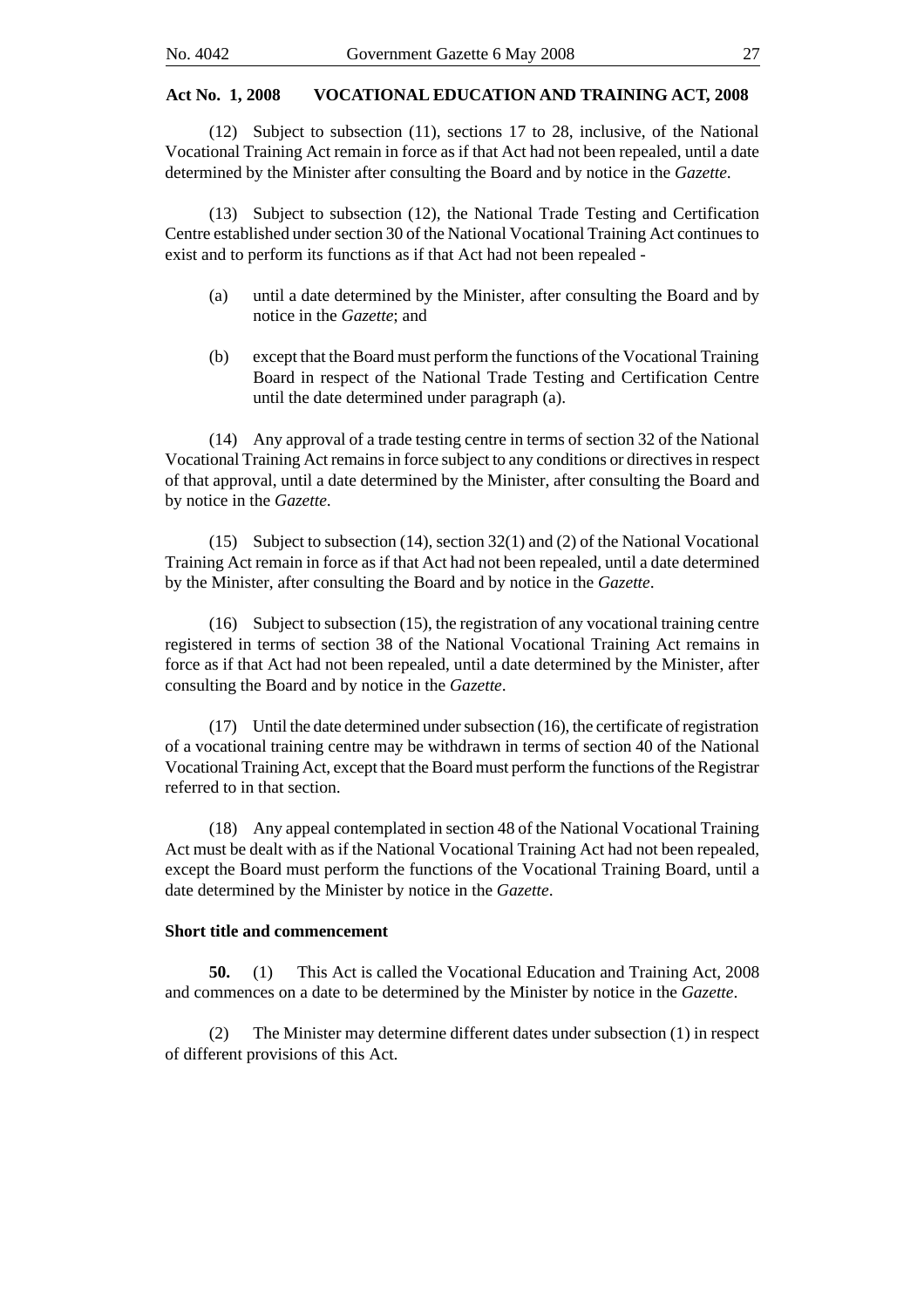(12) Subject to subsection (11), sections 17 to 28, inclusive, of the National Vocational Training Act remain in force as if that Act had not been repealed, until a date determined by the Minister after consulting the Board and by notice in the *Gazette*.

(13) Subject to subsection (12), the National Trade Testing and Certification Centre established under section 30 of the National Vocational Training Act continues to exist and to perform its functions as if that Act had not been repealed -

(a) until a date determined by the Minister, after consulting the Board and by notice in the *Gazette*; and

(b) except that the Board must perform the functions of the Vocational Training Board in respect of the National Trade Testing and Certification Centre until the date determined under paragraph (a).

(14) Any approval of a trade testing centre in terms of section 32 of the National Vocational Training Act remains in force subject to any conditions or directives in respect of that approval, until a date determined by the Minister, after consulting the Board and by notice in the *Gazette*.

(15) Subject to subsection (14), section 32(1) and (2) of the National Vocational Training Act remain in force as if that Act had not been repealed, until a date determined by the Minister, after consulting the Board and by notice in the *Gazette*.

(16) Subject to subsection (15), the registration of any vocational training centre registered in terms of section 38 of the National Vocational Training Act remains in force as if that Act had not been repealed, until a date determined by the Minister, after consulting the Board and by notice in the *Gazette*.

(17) Until the date determined under subsection (16), the certificate of registration of a vocational training centre may be withdrawn in terms of section 40 of the National Vocational Training Act, except that the Board must perform the functions of the Registrar referred to in that section.

(18) Any appeal contemplated in section 48 of the National Vocational Training Act must be dealt with as if the National Vocational Training Act had not been repealed, except the Board must perform the functions of the Vocational Training Board, until a date determined by the Minister by notice in the *Gazette*.

**Short title and commencement**

**50.** (1) This Act is called the Vocational Education and Training Act, 2008 and commences on a date to be determined by the Minister by notice in the *Gazette*.

(2) The Minister may determine different dates under subsection (1) in respect of different provisions of this Act.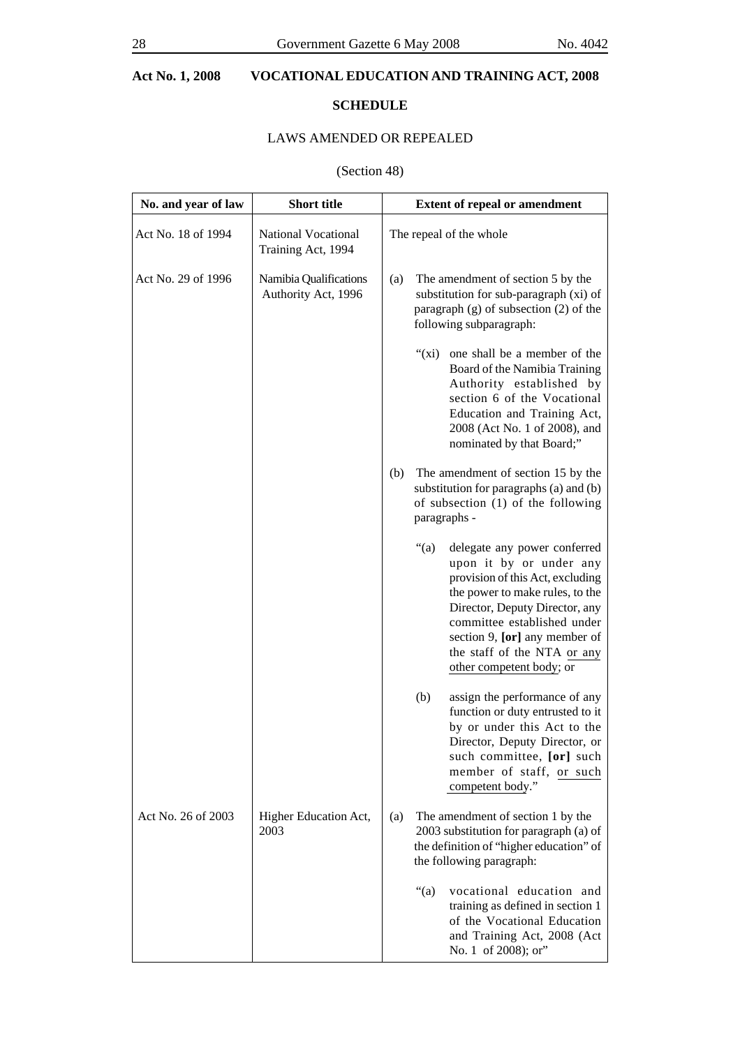**Act No. 1, 2008 VOCATIONAL EDUCATION AND TRAINING ACT, 2008**

## SCHEDULE

LAWS AMENDED OR REPEALED

(Section 48)

| No. and year of law | Short title | Extent of repeal or amendment |
|---|---|---|
| Act No. 18 of 1994 | National Vocational Training Act, 1994 | The repeal of the whole |
| Act No. 29 of 1996 | Namibia Qualifications Authority Act, 1996 | (a) The amendment of section 5 by the substitution for sub-paragraph (xi) of paragraph (g) of subsection (2) of the following subparagraph:<br><br>"(xi) one shall be a member of the Board of the Namibia Training Authority established by section 6 of the Vocational Education and Training Act, 2008 (Act No. 1 of 2008), and nominated by that Board;"<br><br>(b) The amendment of section 15 by the substitution for paragraphs (a) and (b) of subsection (1) of the following paragraphs -<br><br>"(a) delegate any power conferred upon it by or under any provision of this Act, excluding the power to make rules, to the Director, Deputy Director, any committee established under section 9, **[or]** any member of the staff of the NTA <u>or any other competent body</u>; or<br><br>(b) assign the performance of any function or duty entrusted to it by or under this Act to the Director, Deputy Director, or such committee, **[or]** such member of staff, <u>or such competent body</u>." |
| Act No. 26 of 2003 | Higher Education Act, 2003 | (a) The amendment of section 1 by the 2003 substitution for paragraph (a) of the definition of "higher education" of the following paragraph:<br><br>"(a) vocational education and training as defined in section 1 of the Vocational Education and Training Act, 2008 (Act No. 1 of 2008); or" |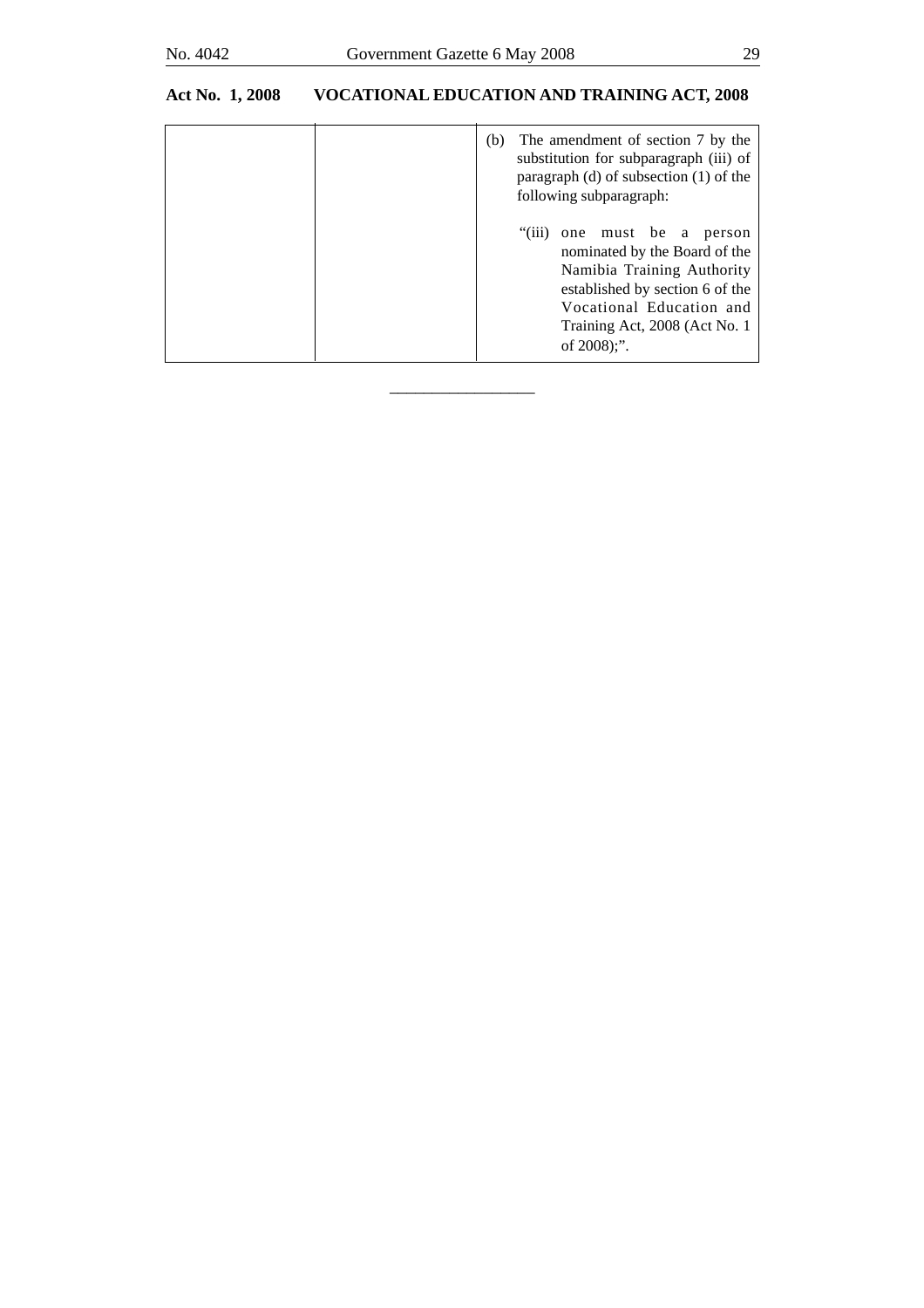| | | |
|---|---|---|
| | | (b) The amendment of section 7 by the substitution for subparagraph (iii) of paragraph (d) of subsection (1) of the following subparagraph:<br><br>"(iii) one must be a person nominated by the Board of the Namibia Training Authority established by section 6 of the Vocational Education and Training Act, 2008 (Act No. 1 of 2008);". |

________________